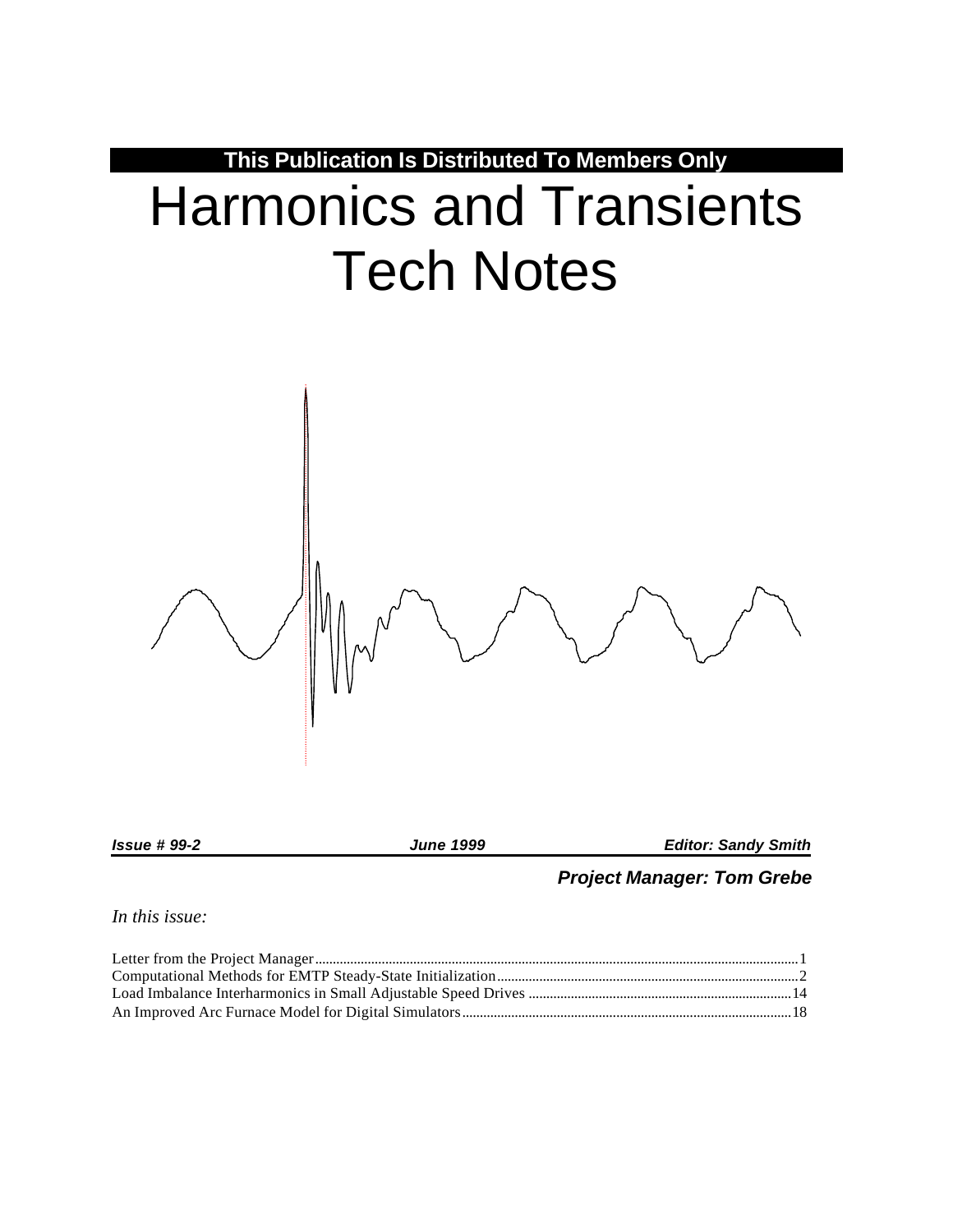**This Publication Is Distributed To Members Only**

# Harmonics and Transients Tech Notes

***Issue # 99-2*** | ***June 1999*** | ***Editor: Sandy Smith***

***Project Manager: Tom Grebe***

*In this issue:*

Letter from the Project Manager .......... 1
Computational Methods for EMTP Steady-State Initialization .......... 2
Load Imbalance Interharmonics in Small Adjustable Speed Drives .......... 14
An Improved Arc Furnace Model for Digital Simulators .......... 18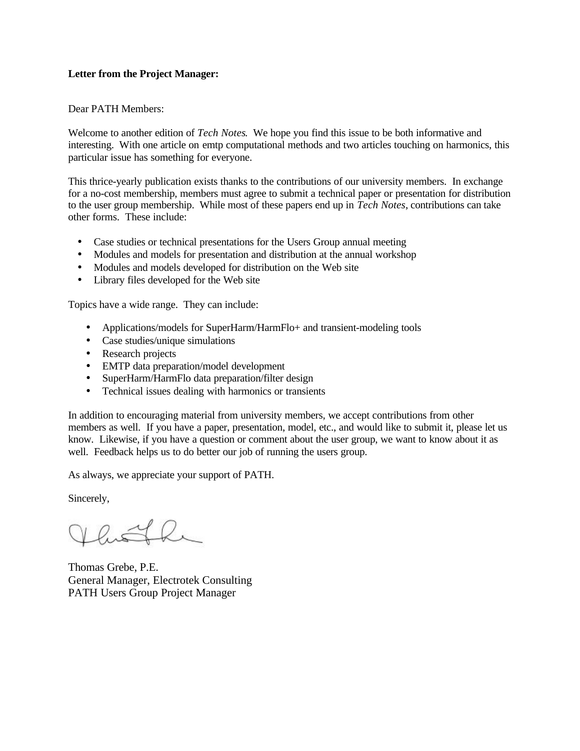**Letter from the Project Manager:**

Dear PATH Members:

Welcome to another edition of *Tech Notes*. We hope you find this issue to be both informative and interesting. With one article on emtp computational methods and two articles touching on harmonics, this particular issue has something for everyone.

This thrice-yearly publication exists thanks to the contributions of our university members. In exchange for a no-cost membership, members must agree to submit a technical paper or presentation for distribution to the user group membership. While most of these papers end up in *Tech Notes*, contributions can take other forms. These include:

- Case studies or technical presentations for the Users Group annual meeting
- Modules and models for presentation and distribution at the annual workshop
- Modules and models developed for distribution on the Web site
- Library files developed for the Web site

Topics have a wide range. They can include:

- Applications/models for SuperHarm/HarmFlo+ and transient-modeling tools
- Case studies/unique simulations
- Research projects
- EMTP data preparation/model development
- SuperHarm/HarmFlo data preparation/filter design
- Technical issues dealing with harmonics or transients

In addition to encouraging material from university members, we accept contributions from other members as well. If you have a paper, presentation, model, etc., and would like to submit it, please let us know. Likewise, if you have a question or comment about the user group, we want to know about it as well. Feedback helps us to do better our job of running the users group.

As always, we appreciate your support of PATH.

Sincerely,

Thomas Grebe, P.E.
General Manager, Electrotek Consulting
PATH Users Group Project Manager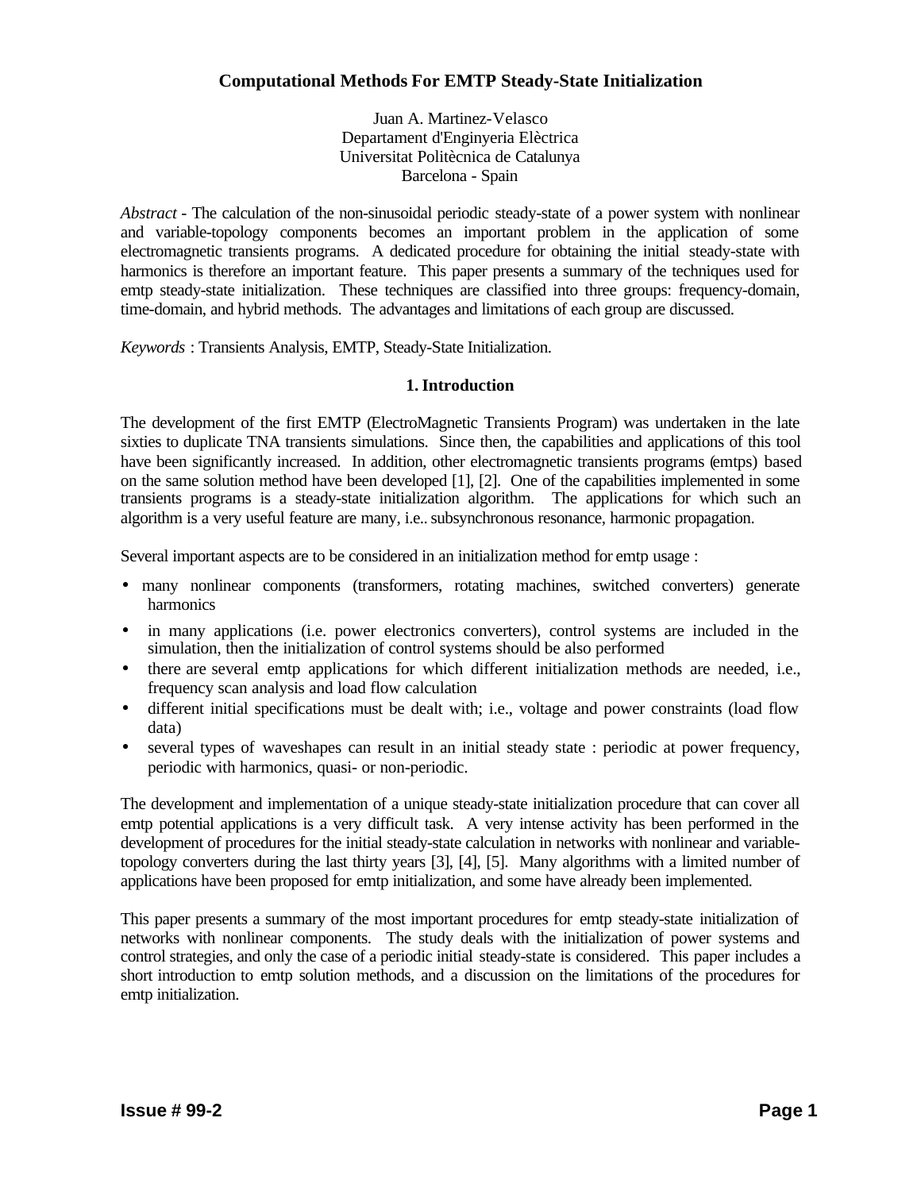# Computational Methods For EMTP Steady-State Initialization

Juan A. Martinez-Velasco
Departament d'Enginyeria Elèctrica
Universitat Politècnica de Catalunya
Barcelona - Spain

*Abstract* - The calculation of the non-sinusoidal periodic steady-state of a power system with nonlinear and variable-topology components becomes an important problem in the application of some electromagnetic transients programs. A dedicated procedure for obtaining the initial steady-state with harmonics is therefore an important feature. This paper presents a summary of the techniques used for emtp steady-state initialization. These techniques are classified into three groups: frequency-domain, time-domain, and hybrid methods. The advantages and limitations of each group are discussed.

*Keywords* : Transients Analysis, EMTP, Steady-State Initialization.

## 1. Introduction

The development of the first EMTP (ElectroMagnetic Transients Program) was undertaken in the late sixties to duplicate TNA transients simulations. Since then, the capabilities and applications of this tool have been significantly increased. In addition, other electromagnetic transients programs (emtps) based on the same solution method have been developed [1], [2]. One of the capabilities implemented in some transients programs is a steady-state initialization algorithm. The applications for which such an algorithm is a very useful feature are many, i.e.. subsynchronous resonance, harmonic propagation.

Several important aspects are to be considered in an initialization method for emtp usage :

- many nonlinear components (transformers, rotating machines, switched converters) generate harmonics
- in many applications (i.e. power electronics converters), control systems are included in the simulation, then the initialization of control systems should be also performed
- there are several emtp applications for which different initialization methods are needed, i.e., frequency scan analysis and load flow calculation
- different initial specifications must be dealt with; i.e., voltage and power constraints (load flow data)
- several types of waveshapes can result in an initial steady state : periodic at power frequency, periodic with harmonics, quasi- or non-periodic.

The development and implementation of a unique steady-state initialization procedure that can cover all emtp potential applications is a very difficult task. A very intense activity has been performed in the development of procedures for the initial steady-state calculation in networks with nonlinear and variable-topology converters during the last thirty years [3], [4], [5]. Many algorithms with a limited number of applications have been proposed for emtp initialization, and some have already been implemented.

This paper presents a summary of the most important procedures for emtp steady-state initialization of networks with nonlinear components. The study deals with the initialization of power systems and control strategies, and only the case of a periodic initial steady-state is considered. This paper includes a short introduction to emtp solution methods, and a discussion on the limitations of the procedures for emtp initialization.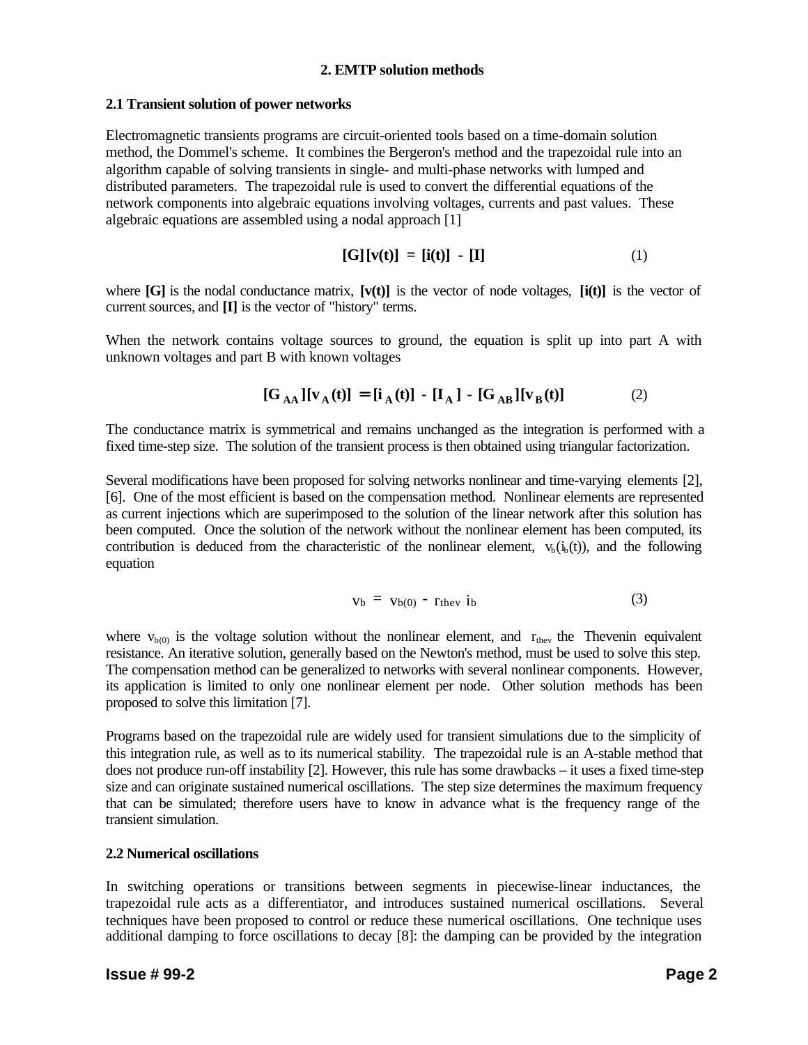## 2. EMTP solution methods

### 2.1 Transient solution of power networks

Electromagnetic transients programs are circuit-oriented tools based on a time-domain solution method, the Dommel's scheme. It combines the Bergeron's method and the trapezoidal rule into an algorithm capable of solving transients in single- and multi-phase networks with lumped and distributed parameters. The trapezoidal rule is used to convert the differential equations of the network components into algebraic equations involving voltages, currents and past values. These algebraic equations are assembled using a nodal approach [1]

$$[\mathbf{G}][\mathbf{v(t)}] = [\mathbf{i(t)}] - [\mathbf{I}] \tag{1}$$

where **[G]** is the nodal conductance matrix, **[v(t)]** is the vector of node voltages, **[i(t)]** is the vector of current sources, and **[I]** is the vector of "history" terms.

When the network contains voltage sources to ground, the equation is split up into part A with unknown voltages and part B with known voltages

$$[\mathbf{G}_{\mathbf{AA}}][\mathbf{v}_{\mathbf{A}}(\mathbf{t})] = [\mathbf{i}_{\mathbf{A}}(\mathbf{t})] - [\mathbf{I}_{\mathbf{A}}] - [\mathbf{G}_{\mathbf{AB}}][\mathbf{v}_{\mathbf{B}}(\mathbf{t})] \tag{2}$$

The conductance matrix is symmetrical and remains unchanged as the integration is performed with a fixed time-step size. The solution of the transient process is then obtained using triangular factorization.

Several modifications have been proposed for solving networks nonlinear and time-varying elements [2], [6]. One of the most efficient is based on the compensation method. Nonlinear elements are represented as current injections which are superimposed to the solution of the linear network after this solution has been computed. Once the solution of the network without the nonlinear element has been computed, its contribution is deduced from the characteristic of the nonlinear element, $v_b(i_b(t))$, and the following equation

$$v_b = v_{b(0)} - r_{thev}\, i_b \tag{3}$$

where $v_{b(0)}$ is the voltage solution without the nonlinear element, and $r_{thev}$ the Thevenin equivalent resistance. An iterative solution, generally based on the Newton's method, must be used to solve this step. The compensation method can be generalized to networks with several nonlinear components. However, its application is limited to only one nonlinear element per node. Other solution methods has been proposed to solve this limitation [7].

Programs based on the trapezoidal rule are widely used for transient simulations due to the simplicity of this integration rule, as well as to its numerical stability. The trapezoidal rule is an A-stable method that does not produce run-off instability [2]. However, this rule has some drawbacks – it uses a fixed time-step size and can originate sustained numerical oscillations. The step size determines the maximum frequency that can be simulated; therefore users have to know in advance what is the frequency range of the transient simulation.

### 2.2 Numerical oscillations

In switching operations or transitions between segments in piecewise-linear inductances, the trapezoidal rule acts as a differentiator, and introduces sustained numerical oscillations. Several techniques have been proposed to control or reduce these numerical oscillations. One technique uses additional damping to force oscillations to decay [8]: the damping can be provided by the integration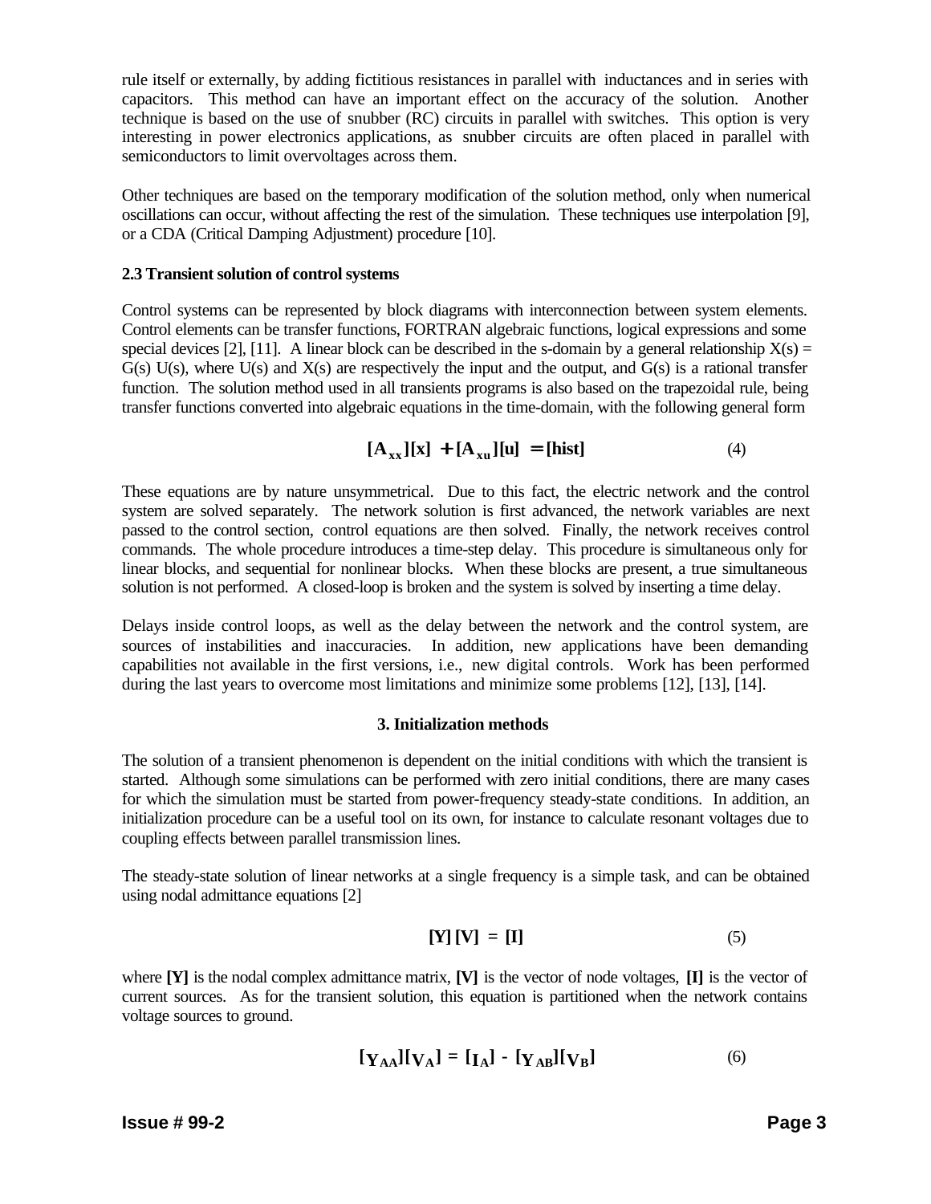rule itself or externally, by adding fictitious resistances in parallel with inductances and in series with capacitors. This method can have an important effect on the accuracy of the solution. Another technique is based on the use of snubber (RC) circuits in parallel with switches. This option is very interesting in power electronics applications, as snubber circuits are often placed in parallel with semiconductors to limit overvoltages across them.

Other techniques are based on the temporary modification of the solution method, only when numerical oscillations can occur, without affecting the rest of the simulation. These techniques use interpolation [9], or a CDA (Critical Damping Adjustment) procedure [10].

### 2.3 Transient solution of control systems

Control systems can be represented by block diagrams with interconnection between system elements. Control elements can be transfer functions, FORTRAN algebraic functions, logical expressions and some special devices [2], [11]. A linear block can be described in the s-domain by a general relationship $X(s) = G(s)\, U(s)$, where $U(s)$ and $X(s)$ are respectively the input and the output, and $G(s)$ is a rational transfer function. The solution method used in all transients programs is also based on the trapezoidal rule, being transfer functions converted into algebraic equations in the time-domain, with the following general form

$$[\mathbf{A_{xx}}][\mathbf{x}] + [\mathbf{A_{xu}}][\mathbf{u}] = [\mathbf{hist}] \tag{4}$$

These equations are by nature unsymmetrical. Due to this fact, the electric network and the control system are solved separately. The network solution is first advanced, the network variables are next passed to the control section, control equations are then solved. Finally, the network receives control commands. The whole procedure introduces a time-step delay. This procedure is simultaneous only for linear blocks, and sequential for nonlinear blocks. When these blocks are present, a true simultaneous solution is not performed. A closed-loop is broken and the system is solved by inserting a time delay.

Delays inside control loops, as well as the delay between the network and the control system, are sources of instabilities and inaccuracies. In addition, new applications have been demanding capabilities not available in the first versions, i.e., new digital controls. Work has been performed during the last years to overcome most limitations and minimize some problems [12], [13], [14].

## 3. Initialization methods

The solution of a transient phenomenon is dependent on the initial conditions with which the transient is started. Although some simulations can be performed with zero initial conditions, there are many cases for which the simulation must be started from power-frequency steady-state conditions. In addition, an initialization procedure can be a useful tool on its own, for instance to calculate resonant voltages due to coupling effects between parallel transmission lines.

The steady-state solution of linear networks at a single frequency is a simple task, and can be obtained using nodal admittance equations [2]

$$[\mathbf{Y}]\,[\mathbf{V}] = [\mathbf{I}] \tag{5}$$

where **[Y]** is the nodal complex admittance matrix, **[V]** is the vector of node voltages, **[I]** is the vector of current sources. As for the transient solution, this equation is partitioned when the network contains voltage sources to ground.

$$[\mathbf{Y_{AA}}][\mathbf{V_A}] = [\mathbf{I_A}] - [\mathbf{Y_{AB}}][\mathbf{V_B}] \tag{6}$$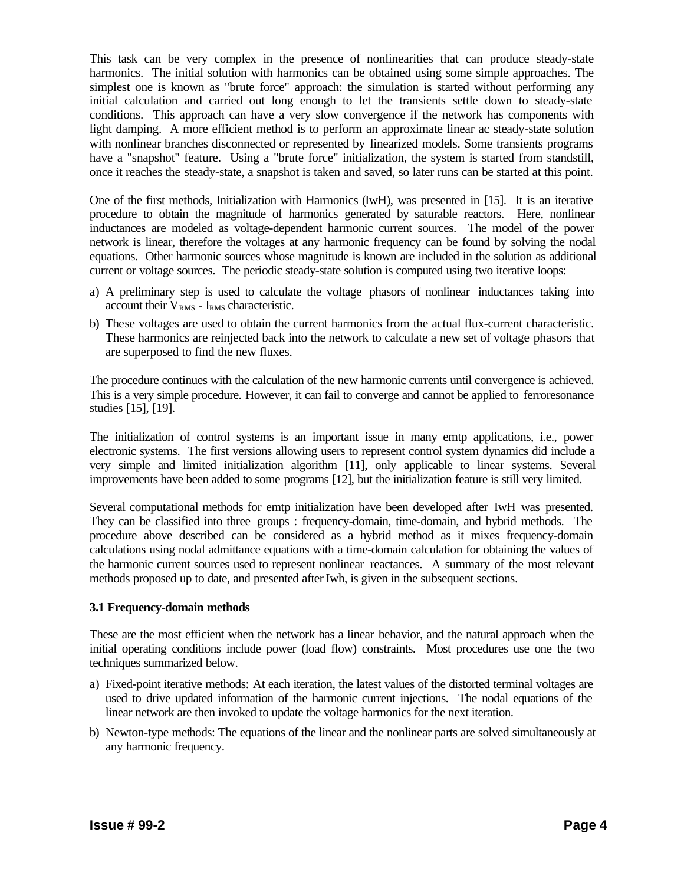This task can be very complex in the presence of nonlinearities that can produce steady-state harmonics. The initial solution with harmonics can be obtained using some simple approaches. The simplest one is known as "brute force" approach: the simulation is started without performing any initial calculation and carried out long enough to let the transients settle down to steady-state conditions. This approach can have a very slow convergence if the network has components with light damping. A more efficient method is to perform an approximate linear ac steady-state solution with nonlinear branches disconnected or represented by linearized models. Some transients programs have a "snapshot" feature. Using a "brute force" initialization, the system is started from standstill, once it reaches the steady-state, a snapshot is taken and saved, so later runs can be started at this point.

One of the first methods, Initialization with Harmonics (IwH), was presented in [15]. It is an iterative procedure to obtain the magnitude of harmonics generated by saturable reactors. Here, nonlinear inductances are modeled as voltage-dependent harmonic current sources. The model of the power network is linear, therefore the voltages at any harmonic frequency can be found by solving the nodal equations. Other harmonic sources whose magnitude is known are included in the solution as additional current or voltage sources. The periodic steady-state solution is computed using two iterative loops:

a) A preliminary step is used to calculate the voltage phasors of nonlinear inductances taking into account their $V_{RMS}$ - $I_{RMS}$ characteristic.
b) These voltages are used to obtain the current harmonics from the actual flux-current characteristic. These harmonics are reinjected back into the network to calculate a new set of voltage phasors that are superposed to find the new fluxes.

The procedure continues with the calculation of the new harmonic currents until convergence is achieved. This is a very simple procedure. However, it can fail to converge and cannot be applied to ferroresonance studies [15], [19].

The initialization of control systems is an important issue in many emtp applications, i.e., power electronic systems. The first versions allowing users to represent control system dynamics did include a very simple and limited initialization algorithm [11], only applicable to linear systems. Several improvements have been added to some programs [12], but the initialization feature is still very limited.

Several computational methods for emtp initialization have been developed after IwH was presented. They can be classified into three groups : frequency-domain, time-domain, and hybrid methods. The procedure above described can be considered as a hybrid method as it mixes frequency-domain calculations using nodal admittance equations with a time-domain calculation for obtaining the values of the harmonic current sources used to represent nonlinear reactances. A summary of the most relevant methods proposed up to date, and presented after Iwh, is given in the subsequent sections.

### 3.1 Frequency-domain methods

These are the most efficient when the network has a linear behavior, and the natural approach when the initial operating conditions include power (load flow) constraints. Most procedures use one the two techniques summarized below.

a) Fixed-point iterative methods: At each iteration, the latest values of the distorted terminal voltages are used to drive updated information of the harmonic current injections. The nodal equations of the linear network are then invoked to update the voltage harmonics for the next iteration.
b) Newton-type methods: The equations of the linear and the nonlinear parts are solved simultaneously at any harmonic frequency.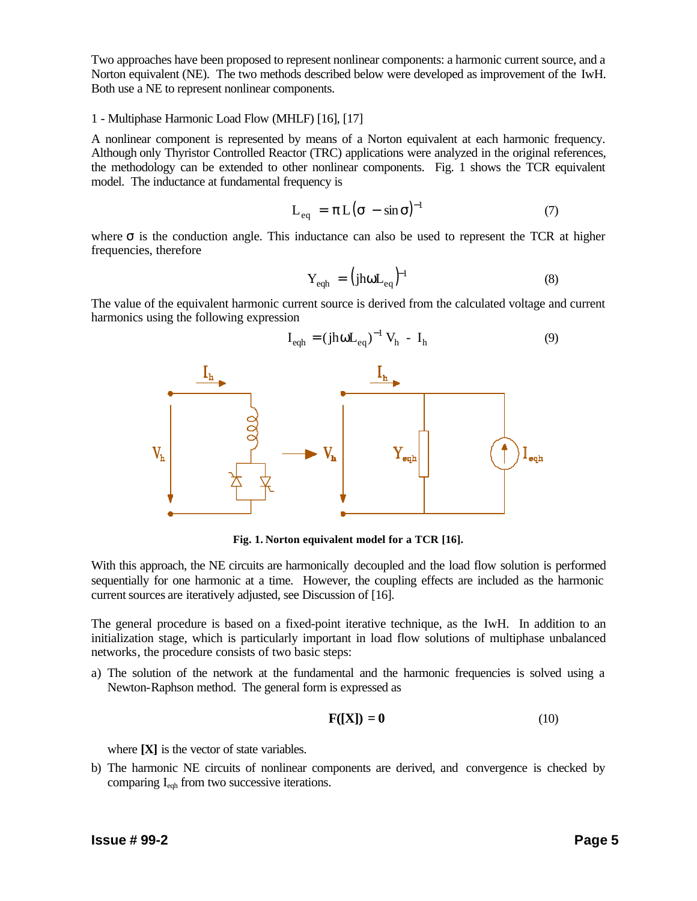Two approaches have been proposed to represent nonlinear components: a harmonic current source, and a Norton equivalent (NE). The two methods described below were developed as improvement of the IwH. Both use a NE to represent nonlinear components.

1 - Multiphase Harmonic Load Flow (MHLF) [16], [17]

A nonlinear component is represented by means of a Norton equivalent at each harmonic frequency. Although only Thyristor Controlled Reactor (TRC) applications were analyzed in the original references, the methodology can be extended to other nonlinear components. Fig. 1 shows the TCR equivalent model. The inductance at fundamental frequency is

$$L_{eq} = \pi L (\sigma - \sin \sigma)^{-1} \tag{7}$$

where σ is the conduction angle. This inductance can also be used to represent the TCR at higher frequencies, therefore

$$Y_{eqh} = \left( jh\omega L_{eq} \right)^{-1} \tag{8}$$

The value of the equivalent harmonic current source is derived from the calculated voltage and current harmonics using the following expression

$$I_{eqh} = (jh\omega L_{eq})^{-1} V_h - I_h \tag{9}$$

**Fig. 1. Norton equivalent model for a TCR [16].**

With this approach, the NE circuits are harmonically decoupled and the load flow solution is performed sequentially for one harmonic at a time. However, the coupling effects are included as the harmonic current sources are iteratively adjusted, see Discussion of [16].

The general procedure is based on a fixed-point iterative technique, as the IwH. In addition to an initialization stage, which is particularly important in load flow solutions of multiphase unbalanced networks, the procedure consists of two basic steps:

a) The solution of the network at the fundamental and the harmonic frequencies is solved using a Newton-Raphson method. The general form is expressed as

$$\mathbf{F([X]) = 0} \tag{10}$$

where **[X]** is the vector of state variables.

b) The harmonic NE circuits of nonlinear components are derived, and convergence is checked by comparing $I_{eqh}$ from two successive iterations.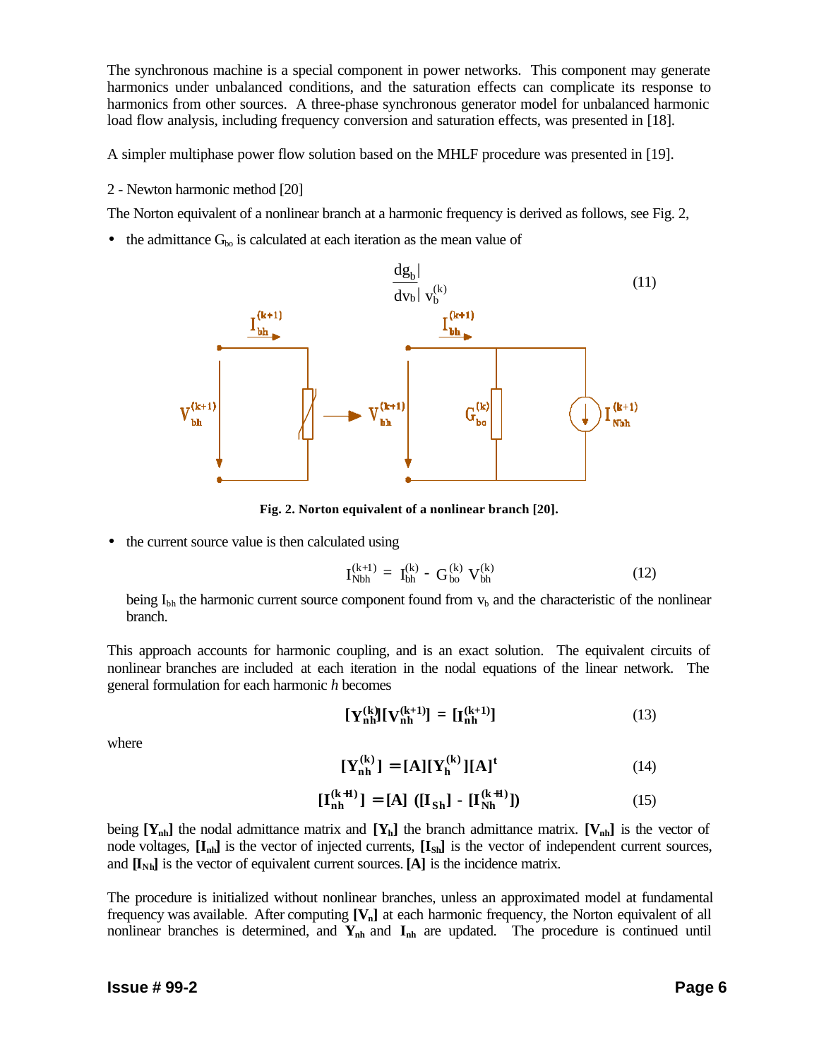The synchronous machine is a special component in power networks. This component may generate harmonics under unbalanced conditions, and the saturation effects can complicate its response to harmonics from other sources. A three-phase synchronous generator model for unbalanced harmonic load flow analysis, including frequency conversion and saturation effects, was presented in [18].

A simpler multiphase power flow solution based on the MHLF procedure was presented in [19].

2 - Newton harmonic method [20]

The Norton equivalent of a nonlinear branch at a harmonic frequency is derived as follows, see Fig. 2,

- the admittance $G_{bo}$ is calculated at each iteration as the mean value of

$$\left.\frac{dg_b}{dv_b}\right|_{v_b^{(k)}} \tag{11}$$

**Fig. 2. Norton equivalent of a nonlinear branch [20].**

- the current source value is then calculated using

$$I_{Nbh}^{(k+1)} = I_{bh}^{(k)} - G_{bo}^{(k)} V_{bh}^{(k)} \tag{12}$$

being $I_{bh}$ the harmonic current source component found from $v_b$ and the characteristic of the nonlinear branch.

This approach accounts for harmonic coupling, and is an exact solution. The equivalent circuits of nonlinear branches are included at each iteration in the nodal equations of the linear network. The general formulation for each harmonic *h* becomes

$$[\mathbf{Y}_{nh}^{(k)}][\mathbf{V}_{nh}^{(k+1)}] = [\mathbf{I}_{nh}^{(k+1)}] \tag{13}$$

where

$$[\mathbf{Y}_{nh}^{(k)}] = [\mathbf{A}][\mathbf{Y}_{h}^{(k)}][\mathbf{A}]^{t} \tag{14}$$

$$[\mathbf{I}_{nh}^{(k+1)}] = [\mathbf{A}]\ ([\mathbf{I}_{Sh}] - [\mathbf{I}_{Nh}^{(k+1)}]) \tag{15}$$

being $[\mathbf{Y}_{nh}]$ the nodal admittance matrix and $[\mathbf{Y}_h]$ the branch admittance matrix. $[\mathbf{V}_{nh}]$ is the vector of node voltages, $[\mathbf{I}_{nh}]$ is the vector of injected currents, $[\mathbf{I}_{Sh}]$ is the vector of independent current sources, and $[\mathbf{I}_{Nh}]$ is the vector of equivalent current sources. $[\mathbf{A}]$ is the incidence matrix.

The procedure is initialized without nonlinear branches, unless an approximated model at fundamental frequency was available. After computing $[\mathbf{V}_n]$ at each harmonic frequency, the Norton equivalent of all nonlinear branches is determined, and $\mathbf{Y}_{nh}$ and $\mathbf{I}_{nh}$ are updated. The procedure is continued until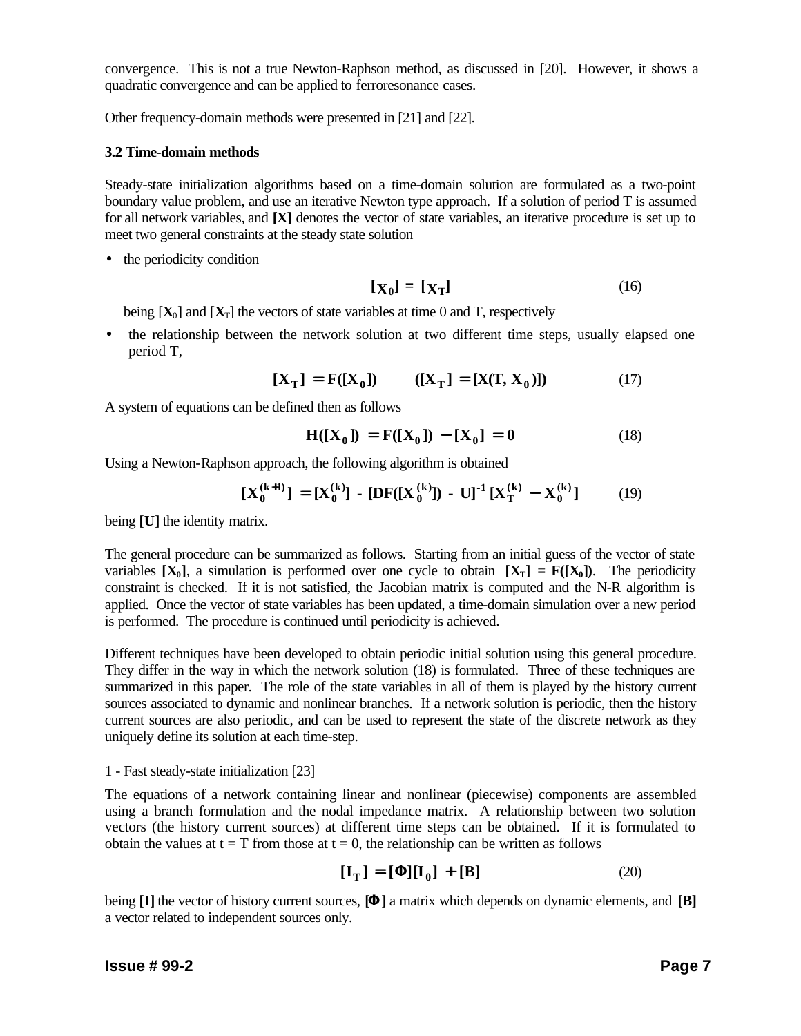convergence. This is not a true Newton-Raphson method, as discussed in [20]. However, it shows a quadratic convergence and can be applied to ferroresonance cases.

Other frequency-domain methods were presented in [21] and [22].

### 3.2 Time-domain methods

Steady-state initialization algorithms based on a time-domain solution are formulated as a two-point boundary value problem, and use an iterative Newton type approach. If a solution of period T is assumed for all network variables, and **[X]** denotes the vector of state variables, an iterative procedure is set up to meet two general constraints at the steady state solution

- the periodicity condition

$$[\mathbf{X_0}] = [\mathbf{X_T}] \tag{16}$$

being $[\mathbf{X}_0]$ and $[\mathbf{X}_T]$ the vectors of state variables at time 0 and T, respectively

- the relationship between the network solution at two different time steps, usually elapsed one period T,

$$[\mathbf{X_T}] = \mathbf{F}([\mathbf{X_0}]) \qquad ([\mathbf{X_T}] = [\mathbf{X}(\mathbf{T}, \mathbf{X_0})]) \tag{17}$$

A system of equations can be defined then as follows

$$\mathbf{H}([\mathbf{X_0}]) = \mathbf{F}([\mathbf{X_0}]) - [\mathbf{X_0}] = \mathbf{0} \tag{18}$$

Using a Newton-Raphson approach, the following algorithm is obtained

$$[\mathbf{X_0^{(k+1)}}] = [\mathbf{X_0^{(k)}}] - [\mathbf{DF}([\mathbf{X_0^{(k)}}]) - \mathbf{U}]^{-1} [\mathbf{X_T^{(k)}} - \mathbf{X_0^{(k)}}] \tag{19}$$

being **[U]** the identity matrix.

The general procedure can be summarized as follows. Starting from an initial guess of the vector of state variables $[\mathbf{X_0}]$, a simulation is performed over one cycle to obtain $[\mathbf{X_T}] = \mathbf{F}([\mathbf{X_0}])$. The periodicity constraint is checked. If it is not satisfied, the Jacobian matrix is computed and the N-R algorithm is applied. Once the vector of state variables has been updated, a time-domain simulation over a new period is performed. The procedure is continued until periodicity is achieved.

Different techniques have been developed to obtain periodic initial solution using this general procedure. They differ in the way in which the network solution (18) is formulated. Three of these techniques are summarized in this paper. The role of the state variables in all of them is played by the history current sources associated to dynamic and nonlinear branches. If a network solution is periodic, then the history current sources are also periodic, and can be used to represent the state of the discrete network as they uniquely define its solution at each time-step.

1 - Fast steady-state initialization [23]

The equations of a network containing linear and nonlinear (piecewise) components are assembled using a branch formulation and the nodal impedance matrix. A relationship between two solution vectors (the history current sources) at different time steps can be obtained. If it is formulated to obtain the values at t = T from those at t = 0, the relationship can be written as follows

$$[\mathbf{I_T}] = [\mathbf{\Phi}][\mathbf{I_0}] + [\mathbf{B}] \tag{20}$$

being **[I]** the vector of history current sources, $[\mathbf{\Phi}]$ a matrix which depends on dynamic elements, and **[B]** a vector related to independent sources only.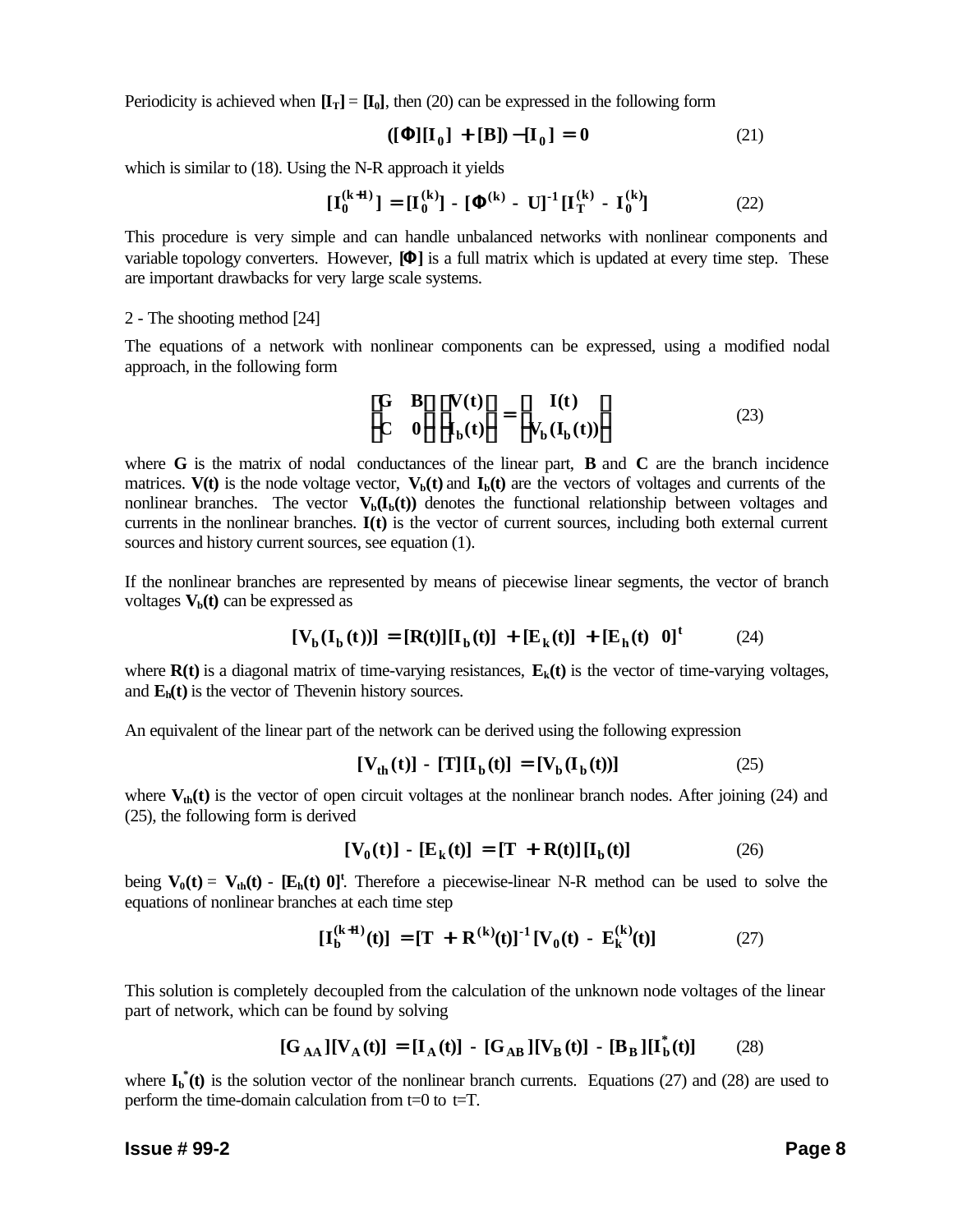Periodicity is achieved when $[\mathbf{I_T}] = [\mathbf{I_0}]$, then (20) can be expressed in the following form

$$([\Phi][\mathbf{I_0}] + [\mathbf{B}]) - [\mathbf{I_0}] = \mathbf{0} \tag{21}$$

which is similar to (18). Using the N-R approach it yields

$$[\mathbf{I_0^{(k+1)}}] = [\mathbf{I_0^{(k)}}] - [\Phi^{(k)} - \mathbf{U}]^{-1}[\mathbf{I_T^{(k)}} - \mathbf{I_0^{(k)}}] \tag{22}$$

This procedure is very simple and can handle unbalanced networks with nonlinear components and variable topology converters. However, $[\Phi]$ is a full matrix which is updated at every time step. These are important drawbacks for very large scale systems.

2 - The shooting method [24]

The equations of a network with nonlinear components can be expressed, using a modified nodal approach, in the following form

$$\begin{bmatrix} \mathbf{G} & \mathbf{B} \\ \mathbf{C} & \mathbf{0} \end{bmatrix} \begin{bmatrix} \mathbf{V(t)} \\ \mathbf{I_b(t)} \end{bmatrix} = \begin{bmatrix} \mathbf{I(t)} \\ \mathbf{V_b(I_b(t))} \end{bmatrix} \tag{23}$$

where **G** is the matrix of nodal conductances of the linear part, **B** and **C** are the branch incidence matrices. $\mathbf{V(t)}$ is the node voltage vector, $\mathbf{V_b(t)}$ and $\mathbf{I_b(t)}$ are the vectors of voltages and currents of the nonlinear branches. The vector $\mathbf{V_b(I_b(t))}$ denotes the functional relationship between voltages and currents in the nonlinear branches. $\mathbf{I(t)}$ is the vector of current sources, including both external current sources and history current sources, see equation (1).

If the nonlinear branches are represented by means of piecewise linear segments, the vector of branch voltages $\mathbf{V_b(t)}$ can be expressed as

$$[\mathbf{V_b(I_b(t))}] = [\mathbf{R(t)}][\mathbf{I_b(t)}] + [\mathbf{E_k(t)}] + [\mathbf{E_h(t)} \;\; \mathbf{0}]^{\mathbf{t}} \tag{24}$$

where $\mathbf{R(t)}$ is a diagonal matrix of time-varying resistances, $\mathbf{E_k(t)}$ is the vector of time-varying voltages, and $\mathbf{E_h(t)}$ is the vector of Thevenin history sources.

An equivalent of the linear part of the network can be derived using the following expression

$$[\mathbf{V_{th}(t)}] - [\mathbf{T}][\mathbf{I_b(t)}] = [\mathbf{V_b(I_b(t))}] \tag{25}$$

where $\mathbf{V_{th}(t)}$ is the vector of open circuit voltages at the nonlinear branch nodes. After joining (24) and (25), the following form is derived

$$[\mathbf{V_0(t)}] - [\mathbf{E_k(t)}] = [\mathbf{T} + \mathbf{R(t)}][\mathbf{I_b(t)}] \tag{26}$$

being $\mathbf{V_0(t)} = \mathbf{V_{th}(t)} - [\mathbf{E_h(t)} \; \mathbf{0}]^{\mathbf{t}}$. Therefore a piecewise-linear N-R method can be used to solve the equations of nonlinear branches at each time step

$$[\mathbf{I_b^{(k+1)}(t)}] = [\mathbf{T} + \mathbf{R^{(k)}(t)}]^{-1}[\mathbf{V_0(t)} - \mathbf{E_k^{(k)}(t)}] \tag{27}$$

This solution is completely decoupled from the calculation of the unknown node voltages of the linear part of network, which can be found by solving

$$[\mathbf{G_{AA}}][\mathbf{V_A(t)}] = [\mathbf{I_A(t)}] - [\mathbf{G_{AB}}][\mathbf{V_B(t)}] - [\mathbf{B_B}][\mathbf{I_b^*(t)}] \tag{28}$$

where $\mathbf{I_b^*(t)}$ is the solution vector of the nonlinear branch currents. Equations (27) and (28) are used to perform the time-domain calculation from t=0 to t=T.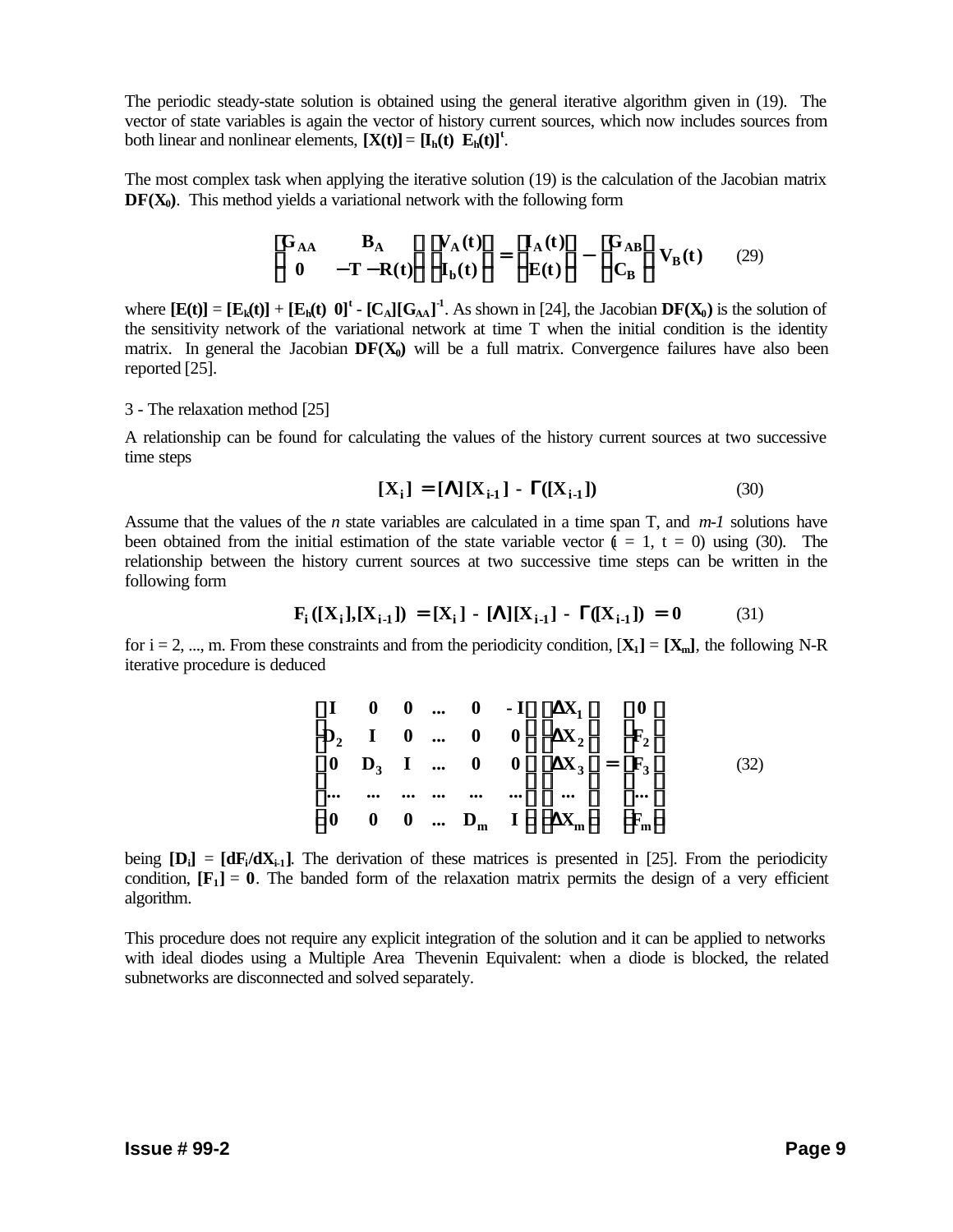The periodic steady-state solution is obtained using the general iterative algorithm given in (19). The vector of state variables is again the vector of history current sources, which now includes sources from both linear and nonlinear elements, $[\mathbf{X(t)}] = [\mathbf{I_h(t)}\ \ \mathbf{E_h(t)}]^t$.

The most complex task when applying the iterative solution (19) is the calculation of the Jacobian matrix $\mathbf{DF(X_0)}$. This method yields a variational network with the following form

$$\begin{bmatrix} \mathbf{G_{AA}} & \mathbf{B_A} \\ \mathbf{0} & -\mathbf{T}-\mathbf{R(t)} \end{bmatrix} \begin{bmatrix} \mathbf{V_A(t)} \\ \mathbf{I_b(t)} \end{bmatrix} = \begin{bmatrix} \mathbf{I_A(t)} \\ \mathbf{E(t)} \end{bmatrix} - \begin{bmatrix} \mathbf{G_{AB}} \\ \mathbf{C_B} \end{bmatrix} \mathbf{V_B(t)} \qquad (29)$$

where $[\mathbf{E(t)}] = [\mathbf{E_k(t)}] + [\mathbf{E_h(t)}\ \ \mathbf{0}]^t - [\mathbf{C_A}][\mathbf{G_{AA}}]^{-1}$. As shown in [24], the Jacobian $\mathbf{DF(X_0)}$ is the solution of the sensitivity network of the variational network at time T when the initial condition is the identity matrix. In general the Jacobian $\mathbf{DF(X_0)}$ will be a full matrix. Convergence failures have also been reported [25].

3 - The relaxation method [25]

A relationship can be found for calculating the values of the history current sources at two successive time steps

$$[\mathbf{X_i}] = [\mathbf{\Lambda}][\mathbf{X_{i-1}}] - \mathbf{\Gamma}([\mathbf{X_{i-1}}]) \qquad (30)$$

Assume that the values of the *n* state variables are calculated in a time span T, and *m-1* solutions have been obtained from the initial estimation of the state variable vector (i = 1, t = 0) using (30). The relationship between the history current sources at two successive time steps can be written in the following form

$$\mathbf{F_i}([\mathbf{X_i}],[\mathbf{X_{i-1}}]) = [\mathbf{X_i}] - [\mathbf{\Lambda}][\mathbf{X_{i-1}}] - \mathbf{\Gamma}([\mathbf{X_{i-1}}]) = \mathbf{0} \qquad (31)$$

for i = 2, ..., m. From these constraints and from the periodicity condition, $[\mathbf{X_1}] = [\mathbf{X_m}]$, the following N-R iterative procedure is deduced

$$\begin{bmatrix} \mathbf{I} & \mathbf{0} & \mathbf{0} & \cdots & \mathbf{0} & -\mathbf{I} \\ \mathbf{D_2} & \mathbf{I} & \mathbf{0} & \cdots & \mathbf{0} & \mathbf{0} \\ \mathbf{0} & \mathbf{D_3} & \mathbf{I} & \cdots & \mathbf{0} & \mathbf{0} \\ \cdots & \cdots & \cdots & \cdots & \cdots & \cdots \\ \mathbf{0} & \mathbf{0} & \mathbf{0} & \cdots & \mathbf{D_m} & \mathbf{I} \end{bmatrix} \begin{bmatrix} \mathbf{\Delta X_1} \\ \mathbf{\Delta X_2} \\ \mathbf{\Delta X_3} \\ \cdots \\ \mathbf{\Delta X_m} \end{bmatrix} = \begin{bmatrix} \mathbf{0} \\ \mathbf{F_2} \\ \mathbf{F_3} \\ \cdots \\ \mathbf{F_m} \end{bmatrix} \qquad (32)$$

being $[\mathbf{D_i}] = [\mathbf{dF_i/dX_{i-1}}]$. The derivation of these matrices is presented in [25]. From the periodicity condition, $[\mathbf{F_1}] = \mathbf{0}$. The banded form of the relaxation matrix permits the design of a very efficient algorithm.

This procedure does not require any explicit integration of the solution and it can be applied to networks with ideal diodes using a Multiple Area Thevenin Equivalent: when a diode is blocked, the related subnetworks are disconnected and solved separately.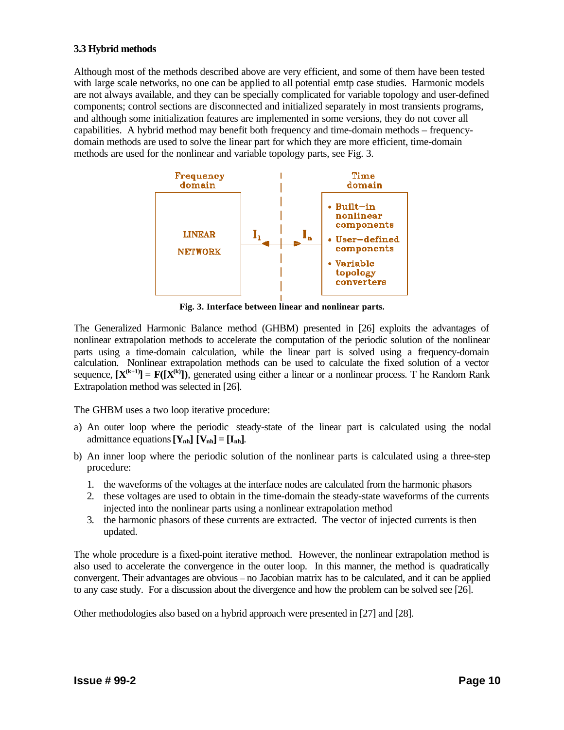### 3.3 Hybrid methods

Although most of the methods described above are very efficient, and some of them have been tested with large scale networks, no one can be applied to all potential emtp case studies. Harmonic models are not always available, and they can be specially complicated for variable topology and user-defined components; control sections are disconnected and initialized separately in most transients programs, and although some initialization features are implemented in some versions, they do not cover all capabilities. A hybrid method may benefit both frequency and time-domain methods – frequency-domain methods are used to solve the linear part for which they are more efficient, time-domain methods are used for the nonlinear and variable topology parts, see Fig. 3.

| Frequency domain | | Time domain |
|---|---|---|
| LINEAR NETWORK | $I_l$ ← \| → $I_n$ | • Built–in nonlinear components • User–defined components • Variable topology converters |

**Fig. 3. Interface between linear and nonlinear parts.**

The Generalized Harmonic Balance method (GHBM) presented in [26] exploits the advantages of nonlinear extrapolation methods to accelerate the computation of the periodic solution of the nonlinear parts using a time-domain calculation, while the linear part is solved using a frequency-domain calculation. Nonlinear extrapolation methods can be used to calculate the fixed solution of a vector sequence, $[\mathbf{X}^{(k+1)}] = \mathbf{F}([\mathbf{X}^{(k)}])$, generated using either a linear or a nonlinear process. T he Random Rank Extrapolation method was selected in [26].

The GHBM uses a two loop iterative procedure:

a) An outer loop where the periodic steady-state of the linear part is calculated using the nodal admittance equations $[\mathbf{Y}_{nh}]\ [\mathbf{V}_{nh}] = [\mathbf{I}_{nh}]$.

b) An inner loop where the periodic solution of the nonlinear parts is calculated using a three-step procedure:

   1. the waveforms of the voltages at the interface nodes are calculated from the harmonic phasors
   2. these voltages are used to obtain in the time-domain the steady-state waveforms of the currents injected into the nonlinear parts using a nonlinear extrapolation method
   3. the harmonic phasors of these currents are extracted. The vector of injected currents is then updated.

The whole procedure is a fixed-point iterative method. However, the nonlinear extrapolation method is also used to accelerate the convergence in the outer loop. In this manner, the method is quadratically convergent. Their advantages are obvious – no Jacobian matrix has to be calculated, and it can be applied to any case study. For a discussion about the divergence and how the problem can be solved see [26].

Other methodologies also based on a hybrid approach were presented in [27] and [28].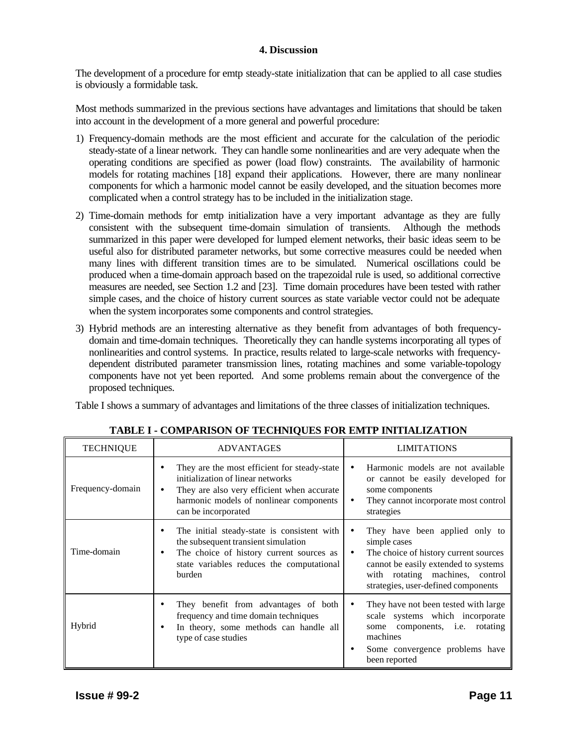## 4. Discussion

The development of a procedure for emtp steady-state initialization that can be applied to all case studies is obviously a formidable task.

Most methods summarized in the previous sections have advantages and limitations that should be taken into account in the development of a more general and powerful procedure:

1) Frequency-domain methods are the most efficient and accurate for the calculation of the periodic steady-state of a linear network. They can handle some nonlinearities and are very adequate when the operating conditions are specified as power (load flow) constraints. The availability of harmonic models for rotating machines [18] expand their applications. However, there are many nonlinear components for which a harmonic model cannot be easily developed, and the situation becomes more complicated when a control strategy has to be included in the initialization stage.

2) Time-domain methods for emtp initialization have a very important advantage as they are fully consistent with the subsequent time-domain simulation of transients. Although the methods summarized in this paper were developed for lumped element networks, their basic ideas seem to be useful also for distributed parameter networks, but some corrective measures could be needed when many lines with different transition times are to be simulated. Numerical oscillations could be produced when a time-domain approach based on the trapezoidal rule is used, so additional corrective measures are needed, see Section 1.2 and [23]. Time domain procedures have been tested with rather simple cases, and the choice of history current sources as state variable vector could not be adequate when the system incorporates some components and control strategies.

3) Hybrid methods are an interesting alternative as they benefit from advantages of both frequency-domain and time-domain techniques. Theoretically they can handle systems incorporating all types of nonlinearities and control systems. In practice, results related to large-scale networks with frequency-dependent distributed parameter transmission lines, rotating machines and some variable-topology components have not yet been reported. And some problems remain about the convergence of the proposed techniques.

Table I shows a summary of advantages and limitations of the three classes of initialization techniques.

**TABLE I - COMPARISON OF TECHNIQUES FOR EMTP INITIALIZATION**

| TECHNIQUE | ADVANTAGES | LIMITATIONS |
|---|---|---|
| Frequency-domain | • They are the most efficient for steady-state initialization of linear networks<br>• They are also very efficient when accurate harmonic models of nonlinear components can be incorporated | • Harmonic models are not available or cannot be easily developed for some components<br>• They cannot incorporate most control strategies |
| Time-domain | • The initial steady-state is consistent with the subsequent transient simulation<br>• The choice of history current sources as state variables reduces the computational burden | • They have been applied only to simple cases<br>• The choice of history current sources cannot be easily extended to systems with rotating machines, control strategies, user-defined components |
| Hybrid | • They benefit from advantages of both frequency and time domain techniques<br>• In theory, some methods can handle all type of case studies | • They have not been tested with large scale systems which incorporate some components, i.e. rotating machines<br>• Some convergence problems have been reported |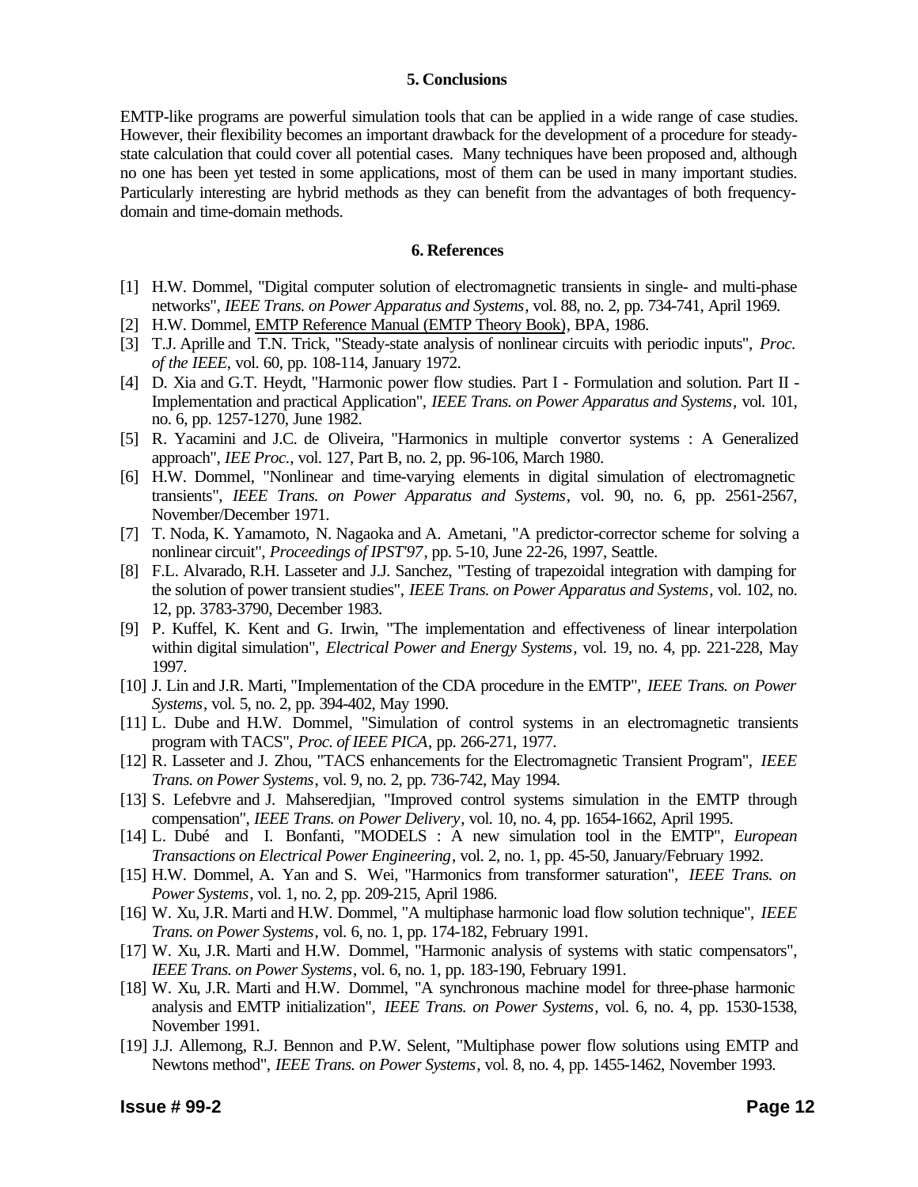## 5. Conclusions

EMTP-like programs are powerful simulation tools that can be applied in a wide range of case studies. However, their flexibility becomes an important drawback for the development of a procedure for steady-state calculation that could cover all potential cases. Many techniques have been proposed and, although no one has been yet tested in some applications, most of them can be used in many important studies. Particularly interesting are hybrid methods as they can benefit from the advantages of both frequency-domain and time-domain methods.

## 6. References

[1] H.W. Dommel, "Digital computer solution of electromagnetic transients in single- and multi-phase networks", *IEEE Trans. on Power Apparatus and Systems*, vol. 88, no. 2, pp. 734-741, April 1969.

[2] H.W. Dommel, EMTP Reference Manual (EMTP Theory Book), BPA, 1986.

[3] T.J. Aprille and T.N. Trick, "Steady-state analysis of nonlinear circuits with periodic inputs", *Proc. of the IEEE*, vol. 60, pp. 108-114, January 1972.

[4] D. Xia and G.T. Heydt, "Harmonic power flow studies. Part I - Formulation and solution. Part II - Implementation and practical Application", *IEEE Trans. on Power Apparatus and Systems*, vol. 101, no. 6, pp. 1257-1270, June 1982.

[5] R. Yacamini and J.C. de Oliveira, "Harmonics in multiple convertor systems : A Generalized approach", *IEE Proc.*, vol. 127, Part B, no. 2, pp. 96-106, March 1980.

[6] H.W. Dommel, "Nonlinear and time-varying elements in digital simulation of electromagnetic transients", *IEEE Trans. on Power Apparatus and Systems*, vol. 90, no. 6, pp. 2561-2567, November/December 1971.

[7] T. Noda, K. Yamamoto, N. Nagaoka and A. Ametani, "A predictor-corrector scheme for solving a nonlinear circuit", *Proceedings of IPST'97*, pp. 5-10, June 22-26, 1997, Seattle.

[8] F.L. Alvarado, R.H. Lasseter and J.J. Sanchez, "Testing of trapezoidal integration with damping for the solution of power transient studies", *IEEE Trans. on Power Apparatus and Systems*, vol. 102, no. 12, pp. 3783-3790, December 1983.

[9] P. Kuffel, K. Kent and G. Irwin, "The implementation and effectiveness of linear interpolation within digital simulation", *Electrical Power and Energy Systems*, vol. 19, no. 4, pp. 221-228, May 1997.

[10] J. Lin and J.R. Marti, "Implementation of the CDA procedure in the EMTP", *IEEE Trans. on Power Systems*, vol. 5, no. 2, pp. 394-402, May 1990.

[11] L. Dube and H.W. Dommel, "Simulation of control systems in an electromagnetic transients program with TACS", *Proc. of IEEE PICA*, pp. 266-271, 1977.

[12] R. Lasseter and J. Zhou, "TACS enhancements for the Electromagnetic Transient Program", *IEEE Trans. on Power Systems*, vol. 9, no. 2, pp. 736-742, May 1994.

[13] S. Lefebvre and J. Mahseredjian, "Improved control systems simulation in the EMTP through compensation", *IEEE Trans. on Power Delivery*, vol. 10, no. 4, pp. 1654-1662, April 1995.

[14] L. Dubé and I. Bonfanti, "MODELS : A new simulation tool in the EMTP", *European Transactions on Electrical Power Engineering*, vol. 2, no. 1, pp. 45-50, January/February 1992.

[15] H.W. Dommel, A. Yan and S. Wei, "Harmonics from transformer saturation", *IEEE Trans. on Power Systems*, vol. 1, no. 2, pp. 209-215, April 1986.

[16] W. Xu, J.R. Marti and H.W. Dommel, "A multiphase harmonic load flow solution technique", *IEEE Trans. on Power Systems*, vol. 6, no. 1, pp. 174-182, February 1991.

[17] W. Xu, J.R. Marti and H.W. Dommel, "Harmonic analysis of systems with static compensators", *IEEE Trans. on Power Systems*, vol. 6, no. 1, pp. 183-190, February 1991.

[18] W. Xu, J.R. Marti and H.W. Dommel, "A synchronous machine model for three-phase harmonic analysis and EMTP initialization", *IEEE Trans. on Power Systems*, vol. 6, no. 4, pp. 1530-1538, November 1991.

[19] J.J. Allemong, R.J. Bennon and P.W. Selent, "Multiphase power flow solutions using EMTP and Newtons method", *IEEE Trans. on Power Systems*, vol. 8, no. 4, pp. 1455-1462, November 1993.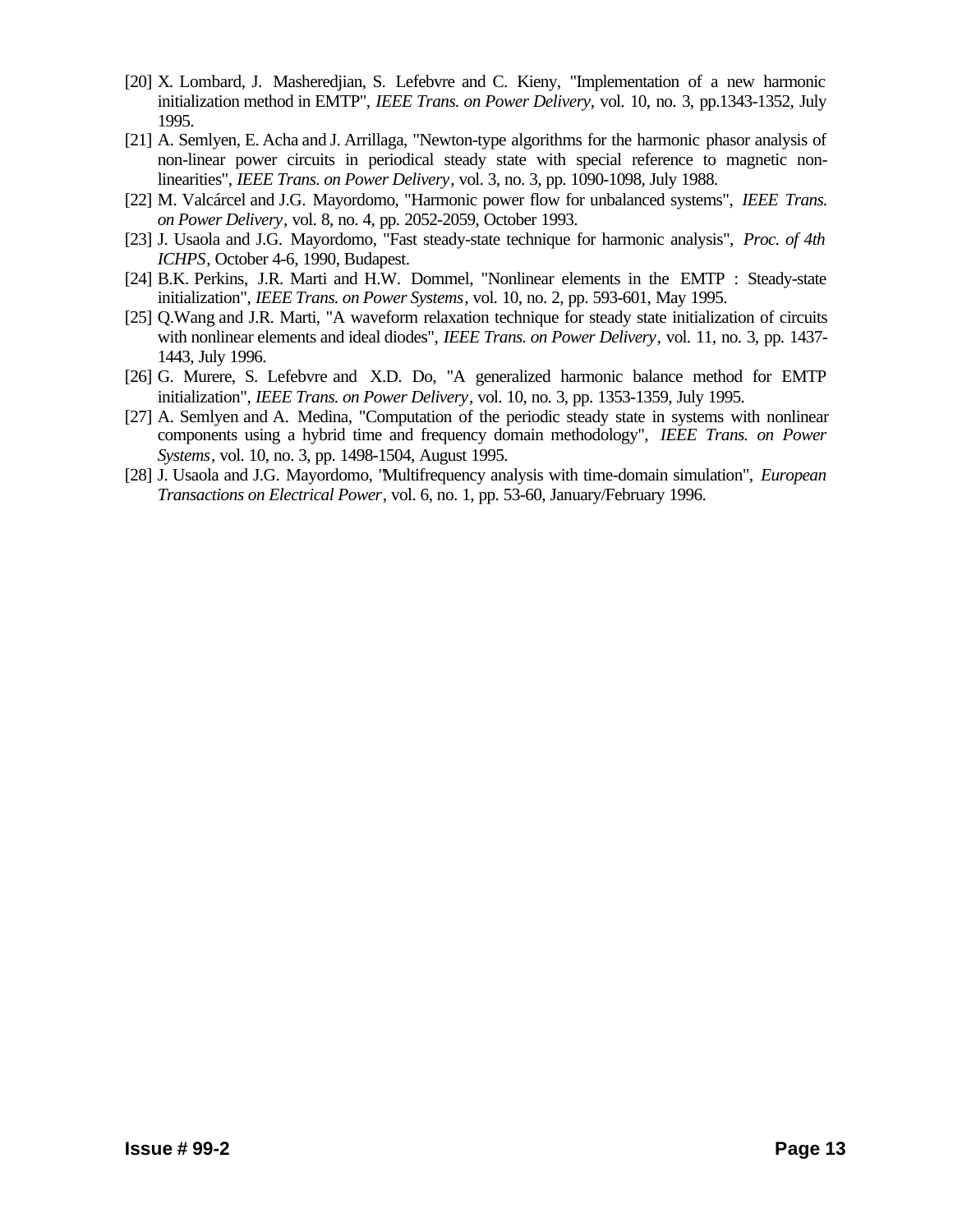[20] X. Lombard, J. Masheredjian, S. Lefebvre and C. Kieny, "Implementation of a new harmonic initialization method in EMTP", *IEEE Trans. on Power Delivery*, vol. 10, no. 3, pp.1343-1352, July 1995.

[21] A. Semlyen, E. Acha and J. Arrillaga, "Newton-type algorithms for the harmonic phasor analysis of non-linear power circuits in periodical steady state with special reference to magnetic non-linearities", *IEEE Trans. on Power Delivery*, vol. 3, no. 3, pp. 1090-1098, July 1988.

[22] M. Valcárcel and J.G. Mayordomo, "Harmonic power flow for unbalanced systems", *IEEE Trans. on Power Delivery*, vol. 8, no. 4, pp. 2052-2059, October 1993.

[23] J. Usaola and J.G. Mayordomo, "Fast steady-state technique for harmonic analysis", *Proc. of 4th ICHPS*, October 4-6, 1990, Budapest.

[24] B.K. Perkins, J.R. Marti and H.W. Dommel, "Nonlinear elements in the EMTP : Steady-state initialization", *IEEE Trans. on Power Systems*, vol. 10, no. 2, pp. 593-601, May 1995.

[25] Q.Wang and J.R. Marti, "A waveform relaxation technique for steady state initialization of circuits with nonlinear elements and ideal diodes", *IEEE Trans. on Power Delivery*, vol. 11, no. 3, pp. 1437-1443, July 1996.

[26] G. Murere, S. Lefebvre and X.D. Do, "A generalized harmonic balance method for EMTP initialization", *IEEE Trans. on Power Delivery*, vol. 10, no. 3, pp. 1353-1359, July 1995.

[27] A. Semlyen and A. Medina, "Computation of the periodic steady state in systems with nonlinear components using a hybrid time and frequency domain methodology", *IEEE Trans. on Power Systems*, vol. 10, no. 3, pp. 1498-1504, August 1995.

[28] J. Usaola and J.G. Mayordomo, "Multifrequency analysis with time-domain simulation", *European Transactions on Electrical Power*, vol. 6, no. 1, pp. 53-60, January/February 1996.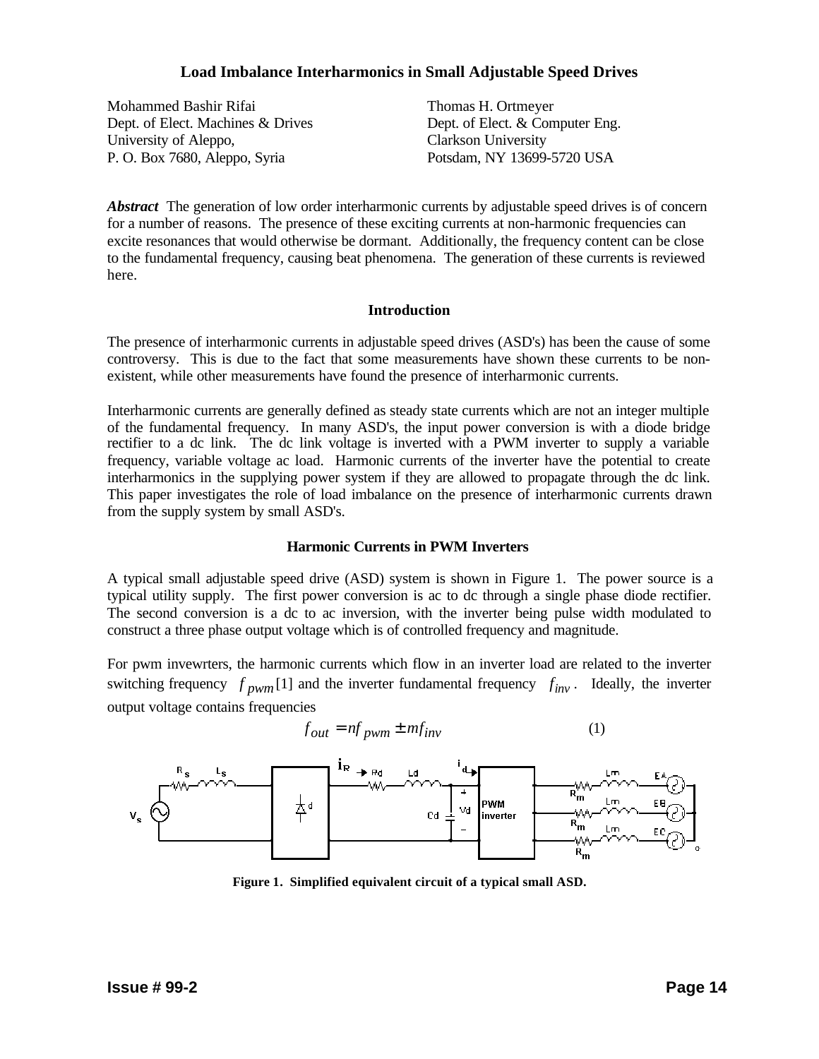# Load Imbalance Interharmonics in Small Adjustable Speed Drives

Mohammed Bashir Rifai
Dept. of Elect. Machines & Drives
University of Aleppo,
P. O. Box 7680, Aleppo, Syria

Thomas H. Ortmeyer
Dept. of Elect. & Computer Eng.
Clarkson University
Potsdam, NY 13699-5720 USA

***Abstract*** The generation of low order interharmonic currents by adjustable speed drives is of concern for a number of reasons. The presence of these exciting currents at non-harmonic frequencies can excite resonances that would otherwise be dormant. Additionally, the frequency content can be close to the fundamental frequency, causing beat phenomena. The generation of these currents is reviewed here.

## Introduction

The presence of interharmonic currents in adjustable speed drives (ASD's) has been the cause of some controversy. This is due to the fact that some measurements have shown these currents to be non-existent, while other measurements have found the presence of interharmonic currents.

Interharmonic currents are generally defined as steady state currents which are not an integer multiple of the fundamental frequency. In many ASD's, the input power conversion is with a diode bridge rectifier to a dc link. The dc link voltage is inverted with a PWM inverter to supply a variable frequency, variable voltage ac load. Harmonic currents of the inverter have the potential to create interharmonics in the supplying power system if they are allowed to propagate through the dc link. This paper investigates the role of load imbalance on the presence of interharmonic currents drawn from the supply system by small ASD's.

## Harmonic Currents in PWM Inverters

A typical small adjustable speed drive (ASD) system is shown in Figure 1. The power source is a typical utility supply. The first power conversion is ac to dc through a single phase diode rectifier. The second conversion is a dc to ac inversion, with the inverter being pulse width modulated to construct a three phase output voltage which is of controlled frequency and magnitude.

For pwm invewrters, the harmonic currents which flow in an inverter load are related to the inverter switching frequency $f_{pwm}$ [1] and the inverter fundamental frequency $f_{inv}$. Ideally, the inverter output voltage contains frequencies

$$f_{out} = nf_{pwm} \pm mf_{inv} \qquad (1)$$

**Figure 1. Simplified equivalent circuit of a typical small ASD.**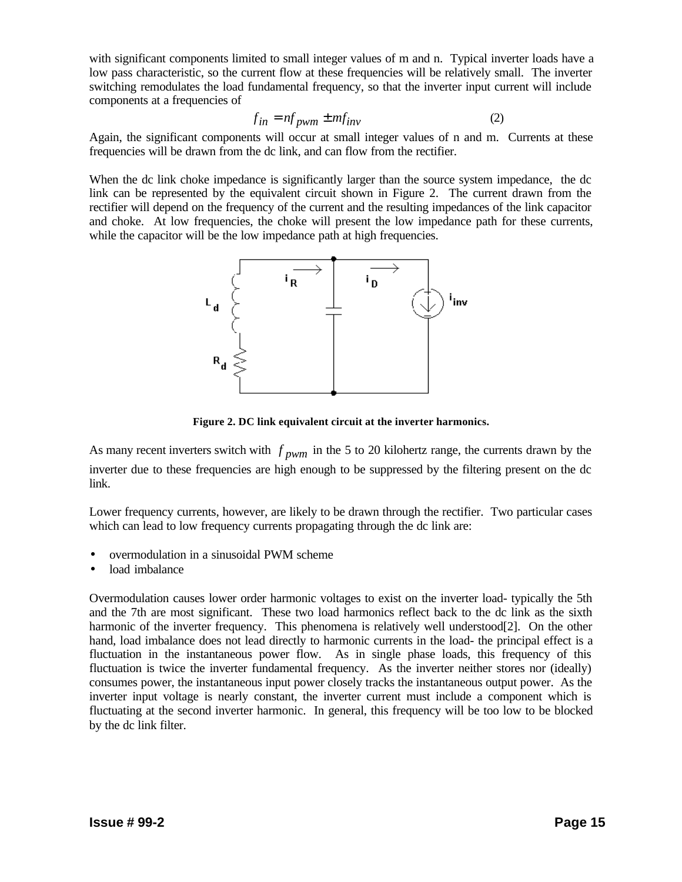with significant components limited to small integer values of m and n. Typical inverter loads have a low pass characteristic, so the current flow at these frequencies will be relatively small. The inverter switching remodulates the load fundamental frequency, so that the inverter input current will include components at a frequencies of

$$f_{in} = nf_{pwm} \pm mf_{inv} \qquad (2)$$

Again, the significant components will occur at small integer values of n and m. Currents at these frequencies will be drawn from the dc link, and can flow from the rectifier.

When the dc link choke impedance is significantly larger than the source system impedance, the dc link can be represented by the equivalent circuit shown in Figure 2. The current drawn from the rectifier will depend on the frequency of the current and the resulting impedances of the link capacitor and choke. At low frequencies, the choke will present the low impedance path for these currents, while the capacitor will be the low impedance path at high frequencies.

**Figure 2. DC link equivalent circuit at the inverter harmonics.**

As many recent inverters switch with $f_{pwm}$ in the 5 to 20 kilohertz range, the currents drawn by the inverter due to these frequencies are high enough to be suppressed by the filtering present on the dc link.

Lower frequency currents, however, are likely to be drawn through the rectifier. Two particular cases which can lead to low frequency currents propagating through the dc link are:

- overmodulation in a sinusoidal PWM scheme
- load imbalance

Overmodulation causes lower order harmonic voltages to exist on the inverter load- typically the 5th and the 7th are most significant. These two load harmonics reflect back to the dc link as the sixth harmonic of the inverter frequency. This phenomena is relatively well understood[2]. On the other hand, load imbalance does not lead directly to harmonic currents in the load- the principal effect is a fluctuation in the instantaneous power flow. As in single phase loads, this frequency of this fluctuation is twice the inverter fundamental frequency. As the inverter neither stores nor (ideally) consumes power, the instantaneous input power closely tracks the instantaneous output power. As the inverter input voltage is nearly constant, the inverter current must include a component which is fluctuating at the second inverter harmonic. In general, this frequency will be too low to be blocked by the dc link filter.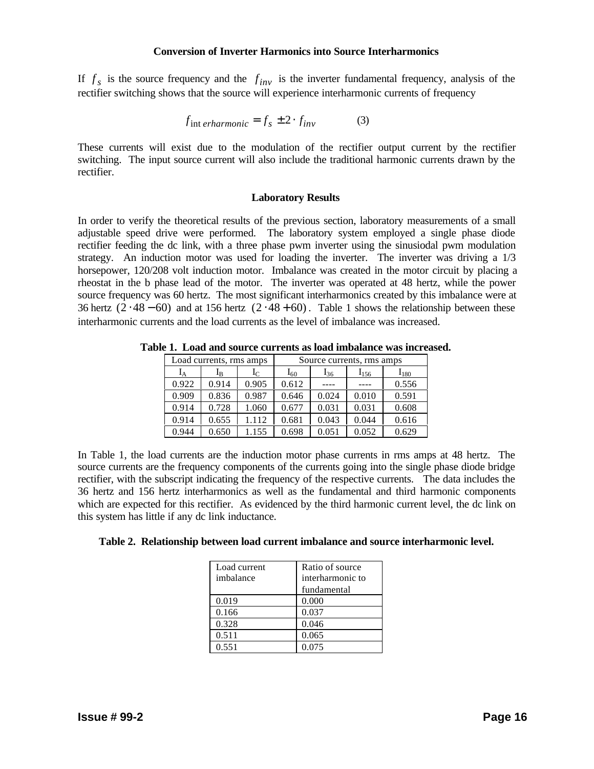### Conversion of Inverter Harmonics into Source Interharmonics

If $f_s$ is the source frequency and the $f_{inv}$ is the inverter fundamental frequency, analysis of the rectifier switching shows that the source will experience interharmonic currents of frequency

$$f_{interharmonic} = f_s \pm 2 \cdot f_{inv} \qquad (3)$$

These currents will exist due to the modulation of the rectifier output current by the rectifier switching. The input source current will also include the traditional harmonic currents drawn by the rectifier.

### Laboratory Results

In order to verify the theoretical results of the previous section, laboratory measurements of a small adjustable speed drive were performed. The laboratory system employed a single phase diode rectifier feeding the dc link, with a three phase pwm inverter using the sinusiodal pwm modulation strategy. An induction motor was used for loading the inverter. The inverter was driving a 1/3 horsepower, 120/208 volt induction motor. Imbalance was created in the motor circuit by placing a rheostat in the b phase lead of the motor. The inverter was operated at 48 hertz, while the power source frequency was 60 hertz. The most significant interharmonics created by this imbalance were at 36 hertz $(2 \cdot 48 - 60)$ and at 156 hertz $(2 \cdot 48 + 60)$. Table 1 shows the relationship between these interharmonic currents and the load currents as the level of imbalance was increased.

**Table 1. Load and source currents as load imbalance was increased.**

| Load currents, rms amps | | | Source currents, rms amps | | | |
|---|---|---|---|---|---|---|
| $I_A$ | $I_B$ | $I_C$ | $I_{60}$ | $I_{36}$ | $I_{156}$ | $I_{180}$ |
| 0.922 | 0.914 | 0.905 | 0.612 | ---- | ---- | 0.556 |
| 0.909 | 0.836 | 0.987 | 0.646 | 0.024 | 0.010 | 0.591 |
| 0.914 | 0.728 | 1.060 | 0.677 | 0.031 | 0.031 | 0.608 |
| 0.914 | 0.655 | 1.112 | 0.681 | 0.043 | 0.044 | 0.616 |
| 0.944 | 0.650 | 1.155 | 0.698 | 0.051 | 0.052 | 0.629 |

In Table 1, the load currents are the induction motor phase currents in rms amps at 48 hertz. The source currents are the frequency components of the currents going into the single phase diode bridge rectifier, with the subscript indicating the frequency of the respective currents. The data includes the 36 hertz and 156 hertz interharmonics as well as the fundamental and third harmonic components which are expected for this rectifier. As evidenced by the third harmonic current level, the dc link on this system has little if any dc link inductance.

**Table 2. Relationship between load current imbalance and source interharmonic level.**

| Load current imbalance | Ratio of source interharmonic to fundamental |
|---|---|
| 0.019 | 0.000 |
| 0.166 | 0.037 |
| 0.328 | 0.046 |
| 0.511 | 0.065 |
| 0.551 | 0.075 |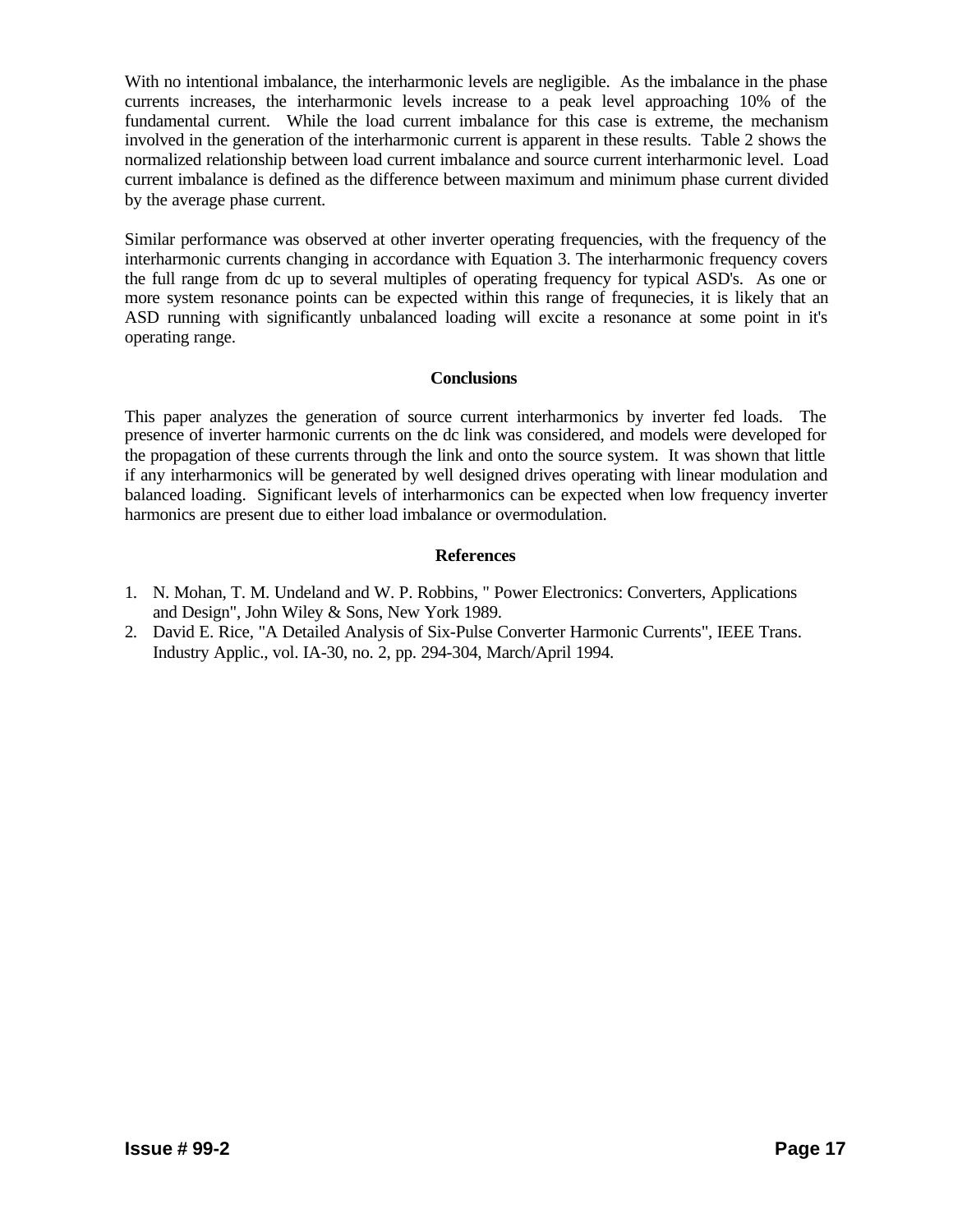With no intentional imbalance, the interharmonic levels are negligible. As the imbalance in the phase currents increases, the interharmonic levels increase to a peak level approaching 10% of the fundamental current. While the load current imbalance for this case is extreme, the mechanism involved in the generation of the interharmonic current is apparent in these results. Table 2 shows the normalized relationship between load current imbalance and source current interharmonic level. Load current imbalance is defined as the difference between maximum and minimum phase current divided by the average phase current.

Similar performance was observed at other inverter operating frequencies, with the frequency of the interharmonic currents changing in accordance with Equation 3. The interharmonic frequency covers the full range from dc up to several multiples of operating frequency for typical ASD's. As one or more system resonance points can be expected within this range of frequnecies, it is likely that an ASD running with significantly unbalanced loading will excite a resonance at some point in it's operating range.

## Conclusions

This paper analyzes the generation of source current interharmonics by inverter fed loads. The presence of inverter harmonic currents on the dc link was considered, and models were developed for the propagation of these currents through the link and onto the source system. It was shown that little if any interharmonics will be generated by well designed drives operating with linear modulation and balanced loading. Significant levels of interharmonics can be expected when low frequency inverter harmonics are present due to either load imbalance or overmodulation.

## References

1. N. Mohan, T. M. Undeland and W. P. Robbins, " Power Electronics: Converters, Applications and Design", John Wiley & Sons, New York 1989.
2. David E. Rice, "A Detailed Analysis of Six-Pulse Converter Harmonic Currents", IEEE Trans. Industry Applic., vol. IA-30, no. 2, pp. 294-304, March/April 1994.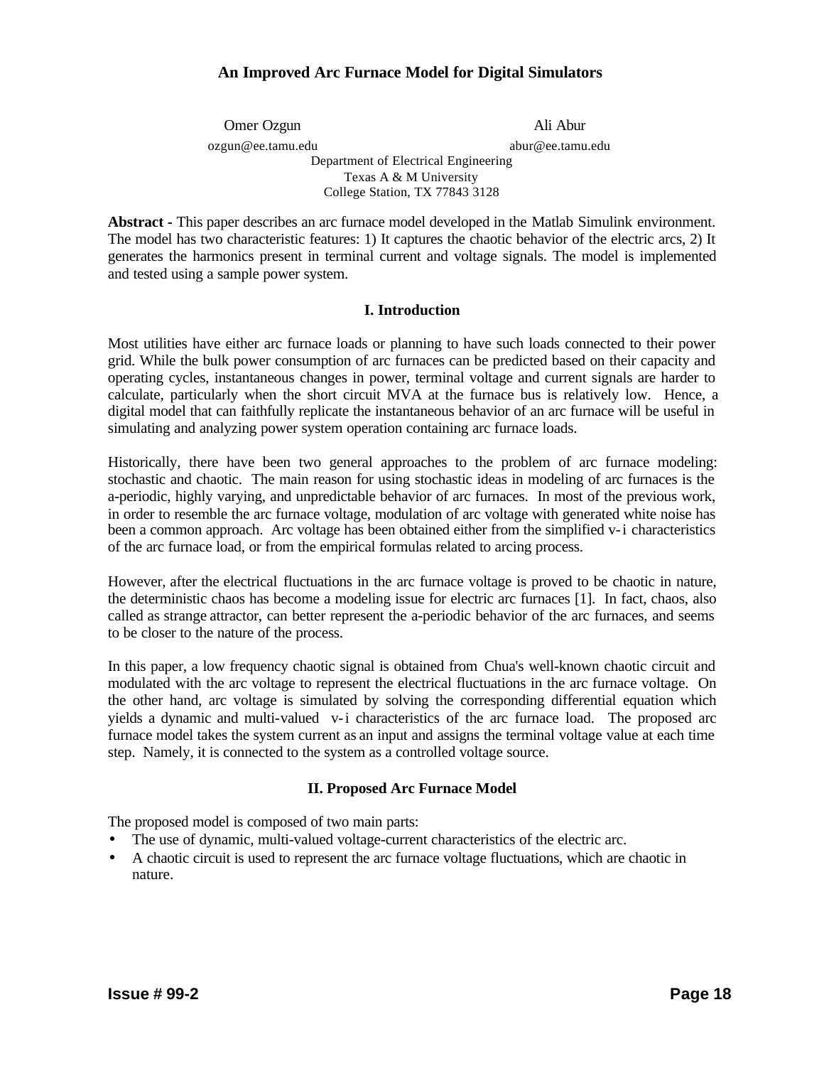# An Improved Arc Furnace Model for Digital Simulators

Omer Ozgun
ozgun@ee.tamu.edu

Ali Abur
abur@ee.tamu.edu

Department of Electrical Engineering
Texas A & M University
College Station, TX 77843 3128

**Abstract** - This paper describes an arc furnace model developed in the Matlab Simulink environment. The model has two characteristic features: 1) It captures the chaotic behavior of the electric arcs, 2) It generates the harmonics present in terminal current and voltage signals. The model is implemented and tested using a sample power system.

## I. Introduction

Most utilities have either arc furnace loads or planning to have such loads connected to their power grid. While the bulk power consumption of arc furnaces can be predicted based on their capacity and operating cycles, instantaneous changes in power, terminal voltage and current signals are harder to calculate, particularly when the short circuit MVA at the furnace bus is relatively low. Hence, a digital model that can faithfully replicate the instantaneous behavior of an arc furnace will be useful in simulating and analyzing power system operation containing arc furnace loads.

Historically, there have been two general approaches to the problem of arc furnace modeling: stochastic and chaotic. The main reason for using stochastic ideas in modeling of arc furnaces is the a-periodic, highly varying, and unpredictable behavior of arc furnaces. In most of the previous work, in order to resemble the arc furnace voltage, modulation of arc voltage with generated white noise has been a common approach. Arc voltage has been obtained either from the simplified v-i characteristics of the arc furnace load, or from the empirical formulas related to arcing process.

However, after the electrical fluctuations in the arc furnace voltage is proved to be chaotic in nature, the deterministic chaos has become a modeling issue for electric arc furnaces [1]. In fact, chaos, also called as strange attractor, can better represent the a-periodic behavior of the arc furnaces, and seems to be closer to the nature of the process.

In this paper, a low frequency chaotic signal is obtained from Chua's well-known chaotic circuit and modulated with the arc voltage to represent the electrical fluctuations in the arc furnace voltage. On the other hand, arc voltage is simulated by solving the corresponding differential equation which yields a dynamic and multi-valued v-i characteristics of the arc furnace load. The proposed arc furnace model takes the system current as an input and assigns the terminal voltage value at each time step. Namely, it is connected to the system as a controlled voltage source.

## II. Proposed Arc Furnace Model

The proposed model is composed of two main parts:

- The use of dynamic, multi-valued voltage-current characteristics of the electric arc.
- A chaotic circuit is used to represent the arc furnace voltage fluctuations, which are chaotic in nature.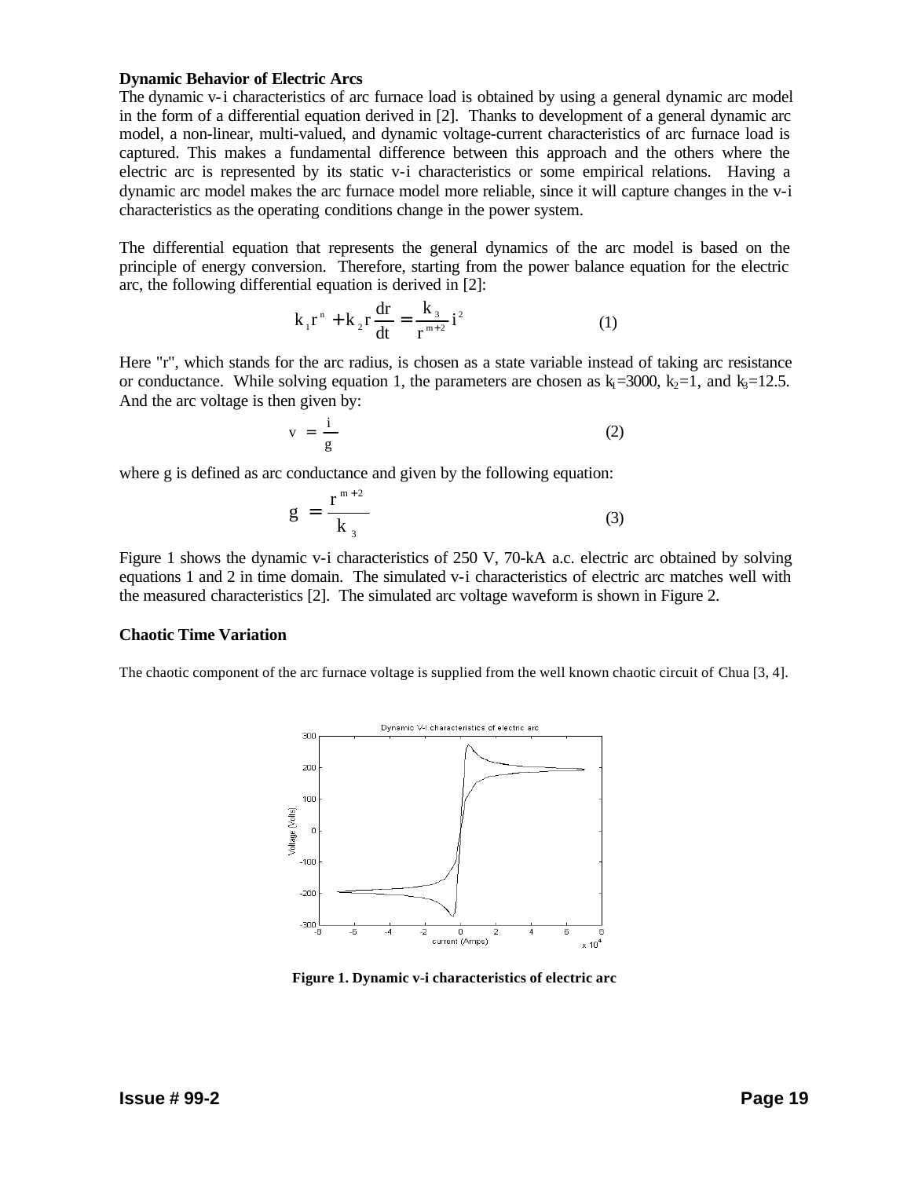**Dynamic Behavior of Electric Arcs**

The dynamic v-i characteristics of arc furnace load is obtained by using a general dynamic arc model in the form of a differential equation derived in [2]. Thanks to development of a general dynamic arc model, a non-linear, multi-valued, and dynamic voltage-current characteristics of arc furnace load is captured. This makes a fundamental difference between this approach and the others where the electric arc is represented by its static v-i characteristics or some empirical relations. Having a dynamic arc model makes the arc furnace model more reliable, since it will capture changes in the v-i characteristics as the operating conditions change in the power system.

The differential equation that represents the general dynamics of the arc model is based on the principle of energy conversion. Therefore, starting from the power balance equation for the electric arc, the following differential equation is derived in [2]:

$$k_1 r^n + k_2 r \frac{dr}{dt} = \frac{k_3}{r^{m+2}} i^2 \qquad (1)$$

Here "r", which stands for the arc radius, is chosen as a state variable instead of taking arc resistance or conductance. While solving equation 1, the parameters are chosen as $k_1$=3000, $k_2$=1, and $k_3$=12.5. And the arc voltage is then given by:

$$v = \frac{i}{g} \qquad (2)$$

where g is defined as arc conductance and given by the following equation:

$$g = \frac{r^{m+2}}{k_3} \qquad (3)$$

Figure 1 shows the dynamic v-i characteristics of 250 V, 70-kA a.c. electric arc obtained by solving equations 1 and 2 in time domain. The simulated v-i characteristics of electric arc matches well with the measured characteristics [2]. The simulated arc voltage waveform is shown in Figure 2.

**Chaotic Time Variation**

The chaotic component of the arc furnace voltage is supplied from the well known chaotic circuit of Chua [3, 4].

**Figure 1. Dynamic v-i characteristics of electric arc**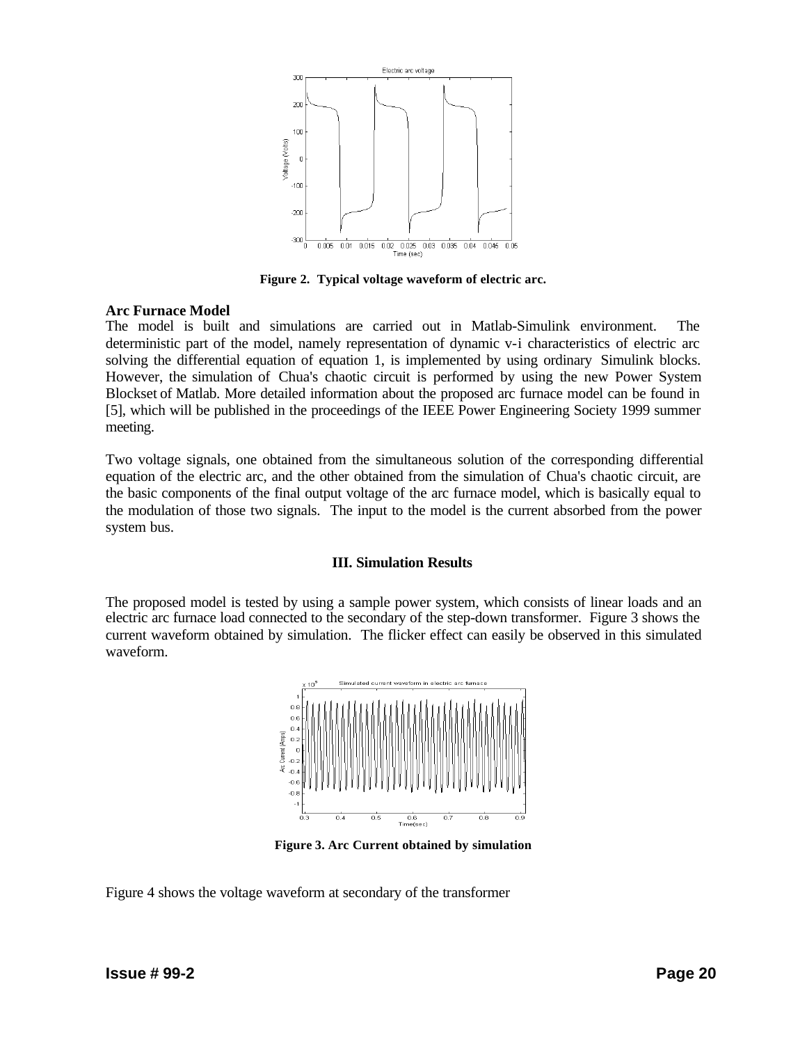Figure 2. Typical voltage waveform of electric arc.

**Arc Furnace Model**

The model is built and simulations are carried out in Matlab-Simulink environment. The deterministic part of the model, namely representation of dynamic v-i characteristics of electric arc solving the differential equation of equation 1, is implemented by using ordinary Simulink blocks. However, the simulation of Chua's chaotic circuit is performed by using the new Power System Blockset of Matlab. More detailed information about the proposed arc furnace model can be found in [5], which will be published in the proceedings of the IEEE Power Engineering Society 1999 summer meeting.

Two voltage signals, one obtained from the simultaneous solution of the corresponding differential equation of the electric arc, and the other obtained from the simulation of Chua's chaotic circuit, are the basic components of the final output voltage of the arc furnace model, which is basically equal to the modulation of those two signals. The input to the model is the current absorbed from the power system bus.

## III. Simulation Results

The proposed model is tested by using a sample power system, which consists of linear loads and an electric arc furnace load connected to the secondary of the step-down transformer. Figure 3 shows the current waveform obtained by simulation. The flicker effect can easily be observed in this simulated waveform.

Figure 3. Arc Current obtained by simulation

Figure 4 shows the voltage waveform at secondary of the transformer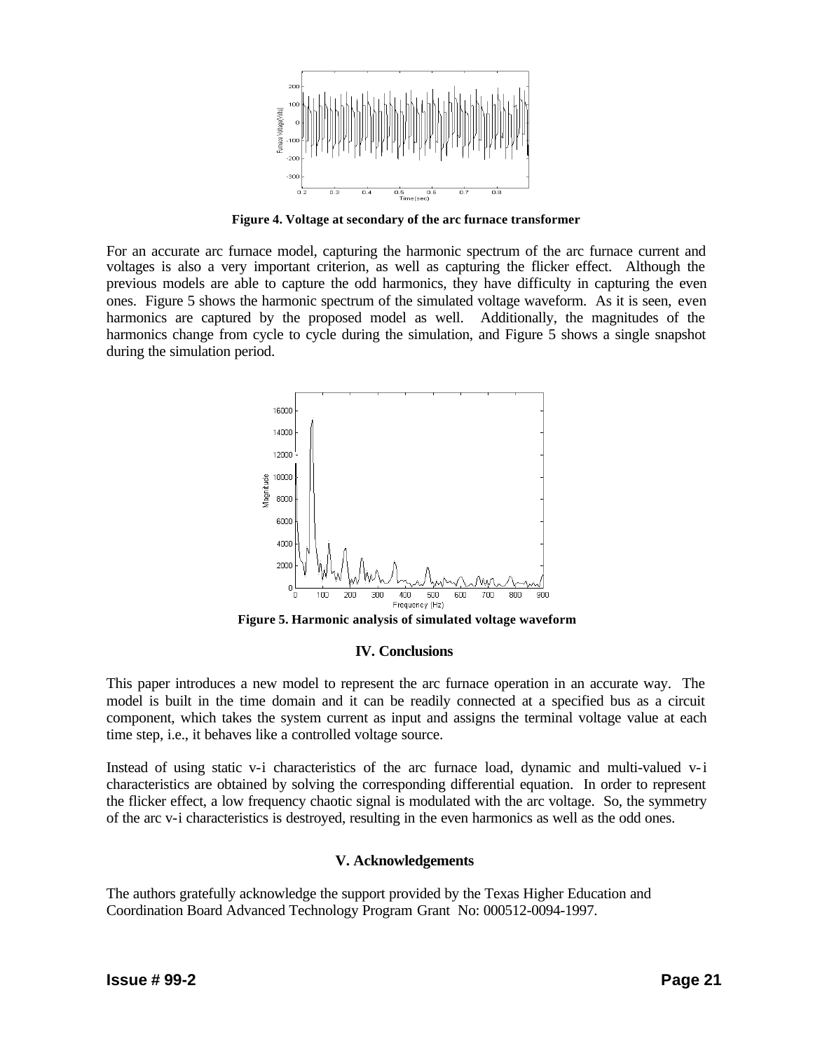Figure 4. Voltage at secondary of the arc furnace transformer

For an accurate arc furnace model, capturing the harmonic spectrum of the arc furnace current and voltages is also a very important criterion, as well as capturing the flicker effect. Although the previous models are able to capture the odd harmonics, they have difficulty in capturing the even ones. Figure 5 shows the harmonic spectrum of the simulated voltage waveform. As it is seen, even harmonics are captured by the proposed model as well. Additionally, the magnitudes of the harmonics change from cycle to cycle during the simulation, and Figure 5 shows a single snapshot during the simulation period.

Figure 5. Harmonic analysis of simulated voltage waveform

## IV. Conclusions

This paper introduces a new model to represent the arc furnace operation in an accurate way. The model is built in the time domain and it can be readily connected at a specified bus as a circuit component, which takes the system current as input and assigns the terminal voltage value at each time step, i.e., it behaves like a controlled voltage source.

Instead of using static v-i characteristics of the arc furnace load, dynamic and multi-valued v-i characteristics are obtained by solving the corresponding differential equation. In order to represent the flicker effect, a low frequency chaotic signal is modulated with the arc voltage. So, the symmetry of the arc v-i characteristics is destroyed, resulting in the even harmonics as well as the odd ones.

## V. Acknowledgements

The authors gratefully acknowledge the support provided by the Texas Higher Education and Coordination Board Advanced Technology Program Grant No: 000512-0094-1997.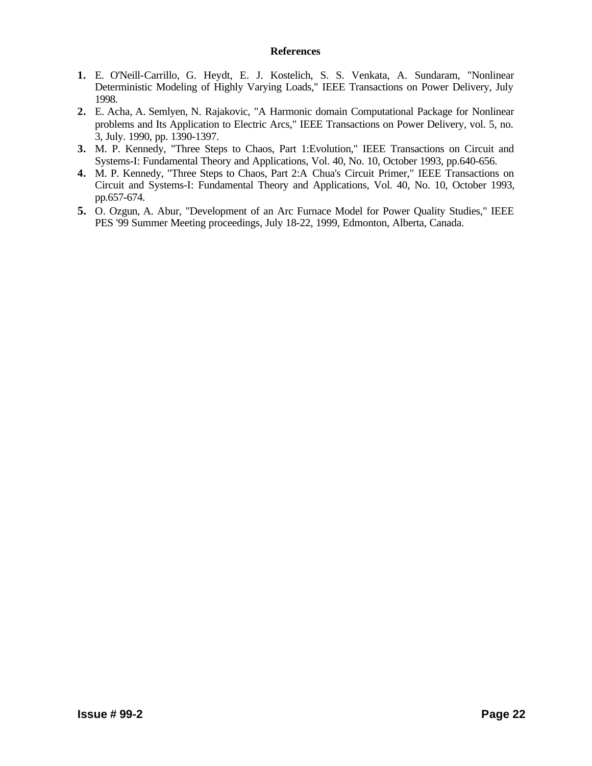### References

1. E. O'Neill-Carrillo, G. Heydt, E. J. Kostelich, S. S. Venkata, A. Sundaram, "Nonlinear Deterministic Modeling of Highly Varying Loads," IEEE Transactions on Power Delivery, July 1998.
2. E. Acha, A. Semlyen, N. Rajakovic, "A Harmonic domain Computational Package for Nonlinear problems and Its Application to Electric Arcs," IEEE Transactions on Power Delivery, vol. 5, no. 3, July. 1990, pp. 1390-1397.
3. M. P. Kennedy, "Three Steps to Chaos, Part 1:Evolution," IEEE Transactions on Circuit and Systems-I: Fundamental Theory and Applications, Vol. 40, No. 10, October 1993, pp.640-656.
4. M. P. Kennedy, "Three Steps to Chaos, Part 2:A Chua's Circuit Primer," IEEE Transactions on Circuit and Systems-I: Fundamental Theory and Applications, Vol. 40, No. 10, October 1993, pp.657-674.
5. O. Ozgun, A. Abur, "Development of an Arc Furnace Model for Power Quality Studies," IEEE PES '99 Summer Meeting proceedings, July 18-22, 1999, Edmonton, Alberta, Canada.